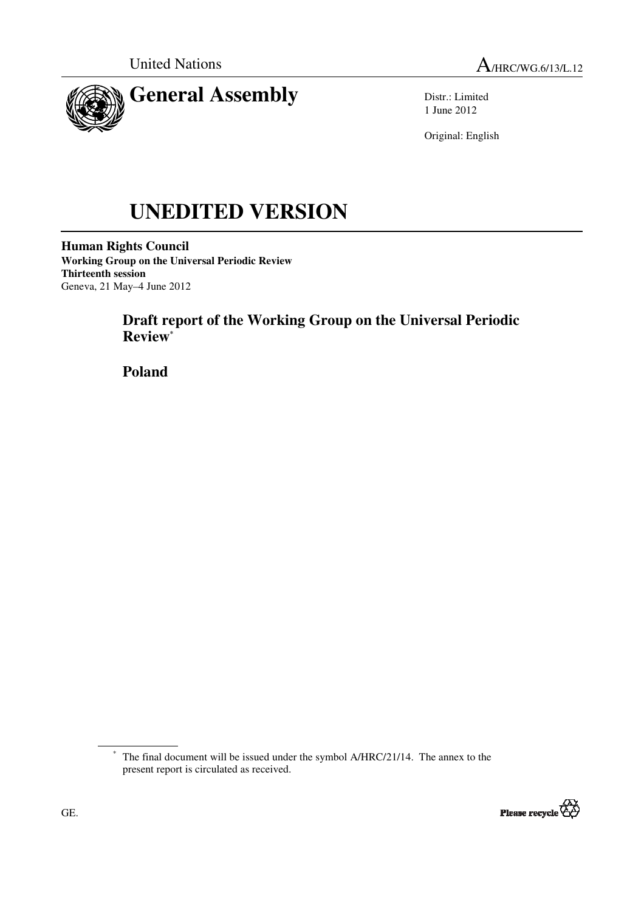United Nations

A/HRC/WG.6/13/L.12

# General Assembly

Distr.: Limited
1 June 2012

Original: English

# UNEDITED VERSION

**Human Rights Council**
**Working Group on the Universal Periodic Review**
**Thirteenth session**
Geneva, 21 May–4 June 2012

## Draft report of the Working Group on the Universal Periodic Review[*]

## Poland

[*] The final document will be issued under the symbol A/HRC/21/14. The annex to the present report is circulated as received.

GE.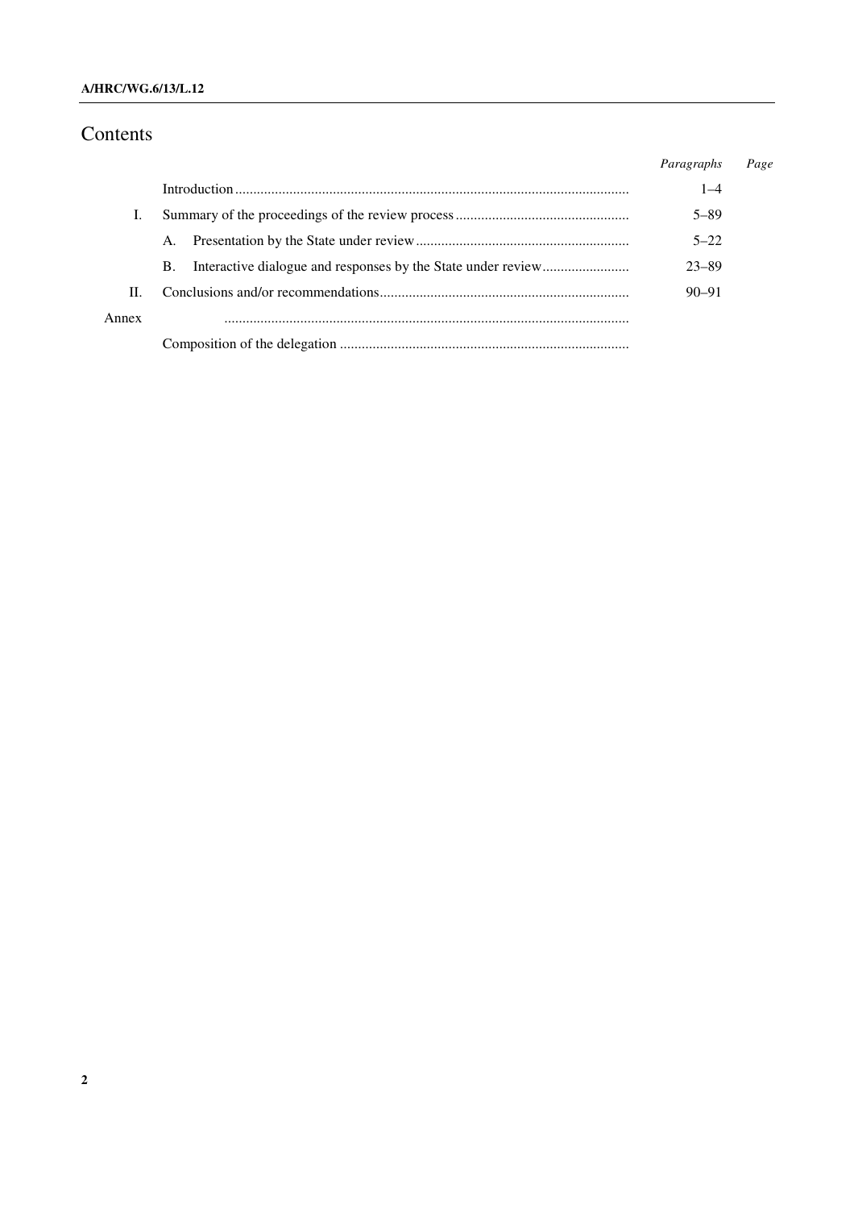# Contents

| | | *Paragraphs* | *Page* |
|---|---|---|---|
| | Introduction | 1–4 | |
| I. | Summary of the proceedings of the review process | 5–89 | |
| | A. Presentation by the State under review | 5–22 | |
| | B. Interactive dialogue and responses by the State under review | 23–89 | |
| II. | Conclusions and/or recommendations | 90–91 | |
| Annex | | | |
| | Composition of the delegation | | |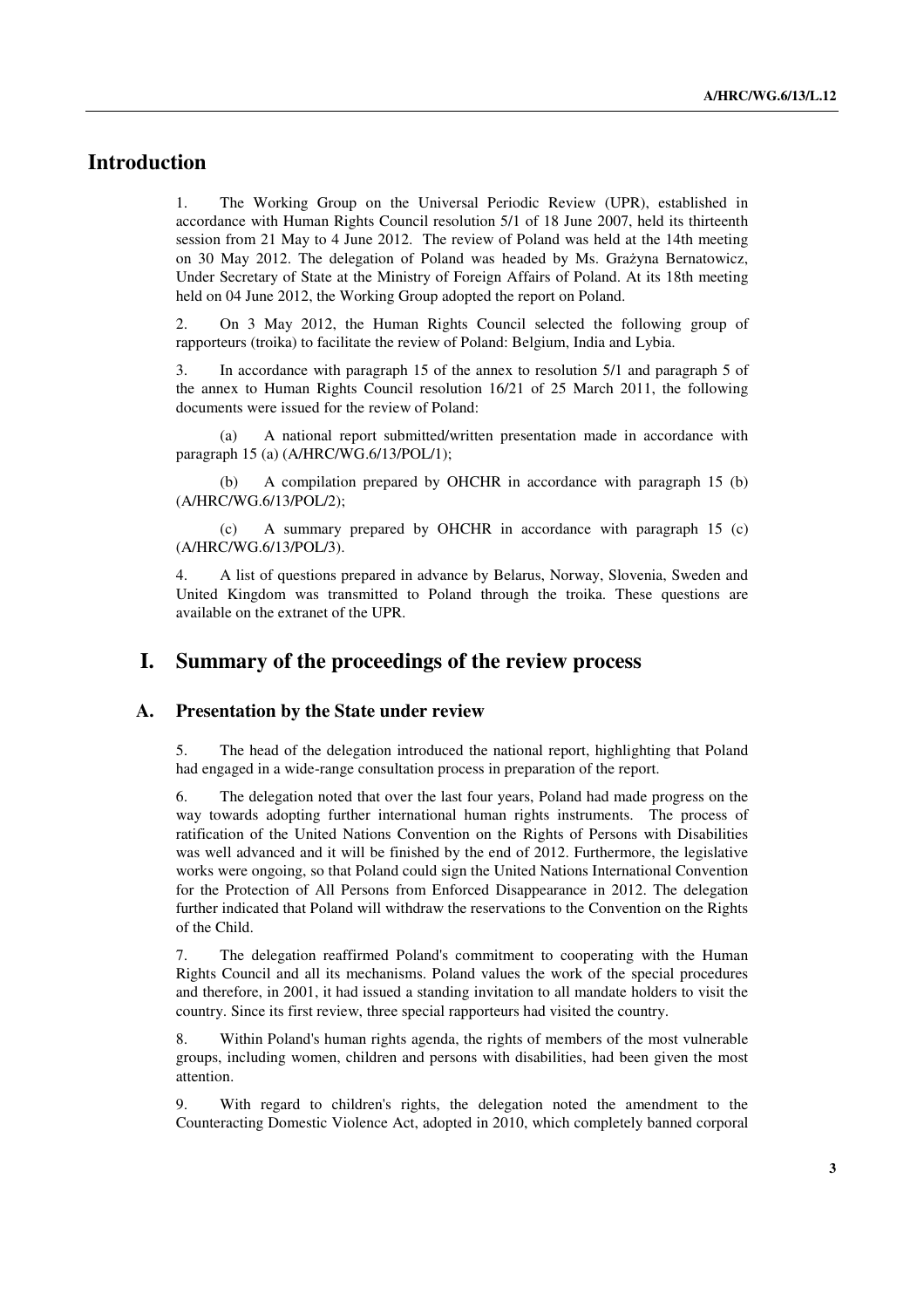# Introduction

1. The Working Group on the Universal Periodic Review (UPR), established in accordance with Human Rights Council resolution 5/1 of 18 June 2007, held its thirteenth session from 21 May to 4 June 2012. The review of Poland was held at the 14th meeting on 30 May 2012. The delegation of Poland was headed by Ms. Grażyna Bernatowicz, Under Secretary of State at the Ministry of Foreign Affairs of Poland. At its 18th meeting held on 04 June 2012, the Working Group adopted the report on Poland.

2. On 3 May 2012, the Human Rights Council selected the following group of rapporteurs (troika) to facilitate the review of Poland: Belgium, India and Lybia.

3. In accordance with paragraph 15 of the annex to resolution 5/1 and paragraph 5 of the annex to Human Rights Council resolution 16/21 of 25 March 2011, the following documents were issued for the review of Poland:

(a) A national report submitted/written presentation made in accordance with paragraph 15 (a) (A/HRC/WG.6/13/POL/1);

(b) A compilation prepared by OHCHR in accordance with paragraph 15 (b) (A/HRC/WG.6/13/POL/2);

(c) A summary prepared by OHCHR in accordance with paragraph 15 (c) (A/HRC/WG.6/13/POL/3).

4. A list of questions prepared in advance by Belarus, Norway, Slovenia, Sweden and United Kingdom was transmitted to Poland through the troika. These questions are available on the extranet of the UPR.

# I. Summary of the proceedings of the review process

## A. Presentation by the State under review

5. The head of the delegation introduced the national report, highlighting that Poland had engaged in a wide-range consultation process in preparation of the report.

6. The delegation noted that over the last four years, Poland had made progress on the way towards adopting further international human rights instruments. The process of ratification of the United Nations Convention on the Rights of Persons with Disabilities was well advanced and it will be finished by the end of 2012. Furthermore, the legislative works were ongoing, so that Poland could sign the United Nations International Convention for the Protection of All Persons from Enforced Disappearance in 2012. The delegation further indicated that Poland will withdraw the reservations to the Convention on the Rights of the Child.

7. The delegation reaffirmed Poland's commitment to cooperating with the Human Rights Council and all its mechanisms. Poland values the work of the special procedures and therefore, in 2001, it had issued a standing invitation to all mandate holders to visit the country. Since its first review, three special rapporteurs had visited the country.

8. Within Poland's human rights agenda, the rights of members of the most vulnerable groups, including women, children and persons with disabilities, had been given the most attention.

9. With regard to children's rights, the delegation noted the amendment to the Counteracting Domestic Violence Act, adopted in 2010, which completely banned corporal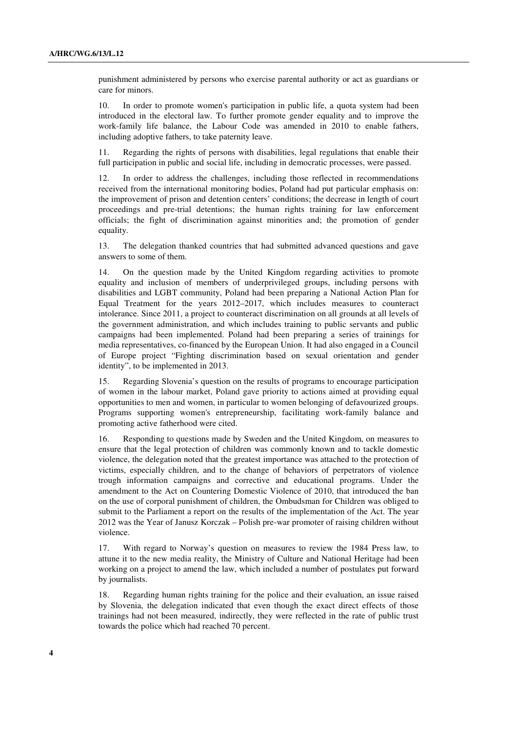punishment administered by persons who exercise parental authority or act as guardians or care for minors.

10. In order to promote women's participation in public life, a quota system had been introduced in the electoral law. To further promote gender equality and to improve the work-family life balance, the Labour Code was amended in 2010 to enable fathers, including adoptive fathers, to take paternity leave.

11. Regarding the rights of persons with disabilities, legal regulations that enable their full participation in public and social life, including in democratic processes, were passed.

12. In order to address the challenges, including those reflected in recommendations received from the international monitoring bodies, Poland had put particular emphasis on: the improvement of prison and detention centers' conditions; the decrease in length of court proceedings and pre-trial detentions; the human rights training for law enforcement officials; the fight of discrimination against minorities and; the promotion of gender equality.

13. The delegation thanked countries that had submitted advanced questions and gave answers to some of them.

14. On the question made by the United Kingdom regarding activities to promote equality and inclusion of members of underprivileged groups, including persons with disabilities and LGBT community, Poland had been preparing a National Action Plan for Equal Treatment for the years 2012–2017, which includes measures to counteract intolerance. Since 2011, a project to counteract discrimination on all grounds at all levels of the government administration, and which includes training to public servants and public campaigns had been implemented. Poland had been preparing a series of trainings for media representatives, co-financed by the European Union. It had also engaged in a Council of Europe project "Fighting discrimination based on sexual orientation and gender identity", to be implemented in 2013.

15. Regarding Slovenia's question on the results of programs to encourage participation of women in the labour market, Poland gave priority to actions aimed at providing equal opportunities to men and women, in particular to women belonging of defavourized groups. Programs supporting women's entrepreneurship, facilitating work-family balance and promoting active fatherhood were cited.

16. Responding to questions made by Sweden and the United Kingdom, on measures to ensure that the legal protection of children was commonly known and to tackle domestic violence, the delegation noted that the greatest importance was attached to the protection of victims, especially children, and to the change of behaviors of perpetrators of violence trough information campaigns and corrective and educational programs. Under the amendment to the Act on Countering Domestic Violence of 2010, that introduced the ban on the use of corporal punishment of children, the Ombudsman for Children was obliged to submit to the Parliament a report on the results of the implementation of the Act. The year 2012 was the Year of Janusz Korczak – Polish pre-war promoter of raising children without violence.

17. With regard to Norway's question on measures to review the 1984 Press law, to attune it to the new media reality, the Ministry of Culture and National Heritage had been working on a project to amend the law, which included a number of postulates put forward by journalists.

18. Regarding human rights training for the police and their evaluation, an issue raised by Slovenia, the delegation indicated that even though the exact direct effects of those trainings had not been measured, indirectly, they were reflected in the rate of public trust towards the police which had reached 70 percent.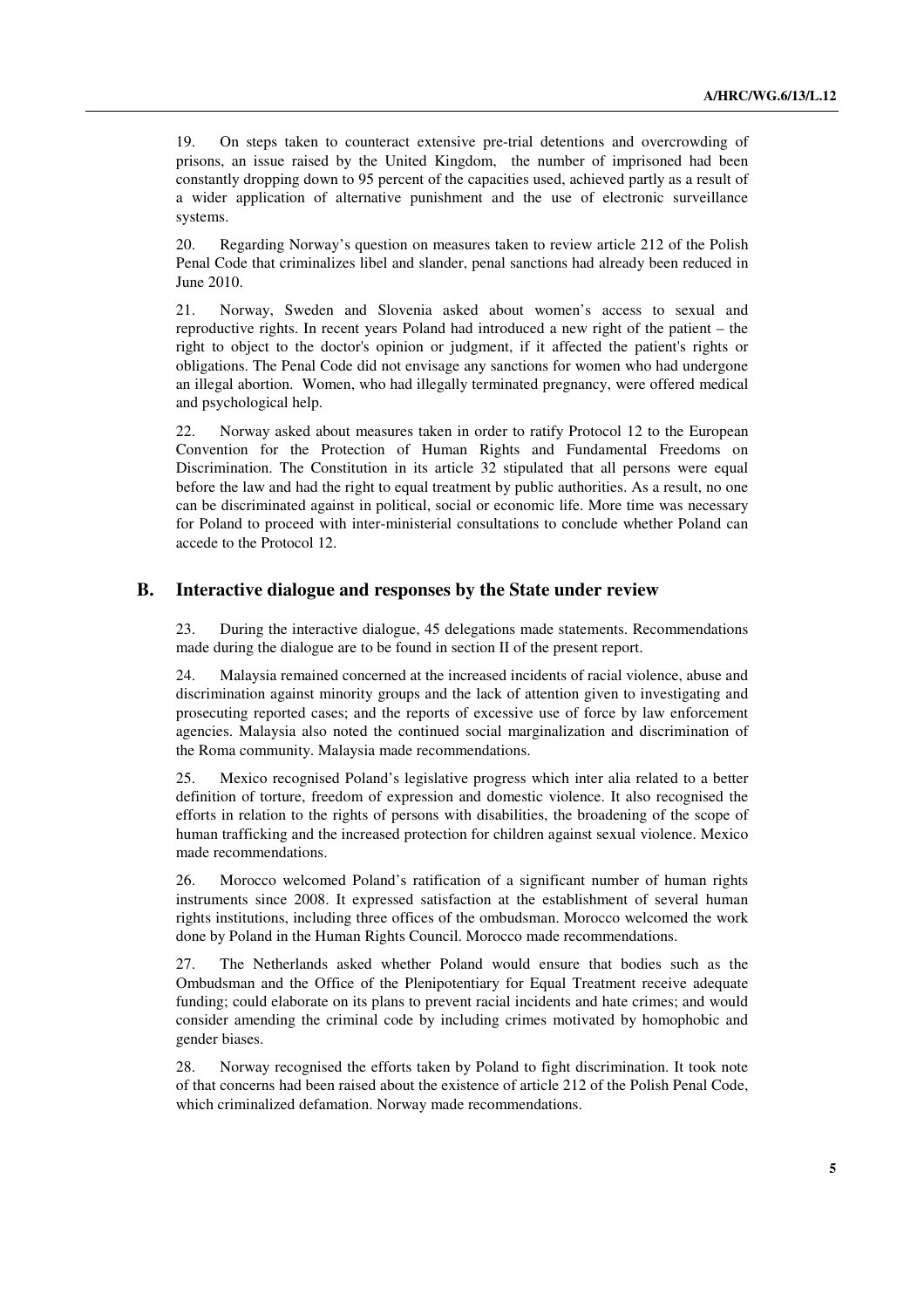19. On steps taken to counteract extensive pre-trial detentions and overcrowding of prisons, an issue raised by the United Kingdom, the number of imprisoned had been constantly dropping down to 95 percent of the capacities used, achieved partly as a result of a wider application of alternative punishment and the use of electronic surveillance systems.

20. Regarding Norway's question on measures taken to review article 212 of the Polish Penal Code that criminalizes libel and slander, penal sanctions had already been reduced in June 2010.

21. Norway, Sweden and Slovenia asked about women's access to sexual and reproductive rights. In recent years Poland had introduced a new right of the patient – the right to object to the doctor's opinion or judgment, if it affected the patient's rights or obligations. The Penal Code did not envisage any sanctions for women who had undergone an illegal abortion. Women, who had illegally terminated pregnancy, were offered medical and psychological help.

22. Norway asked about measures taken in order to ratify Protocol 12 to the European Convention for the Protection of Human Rights and Fundamental Freedoms on Discrimination. The Constitution in its article 32 stipulated that all persons were equal before the law and had the right to equal treatment by public authorities. As a result, no one can be discriminated against in political, social or economic life. More time was necessary for Poland to proceed with inter-ministerial consultations to conclude whether Poland can accede to the Protocol 12.

## B. Interactive dialogue and responses by the State under review

23. During the interactive dialogue, 45 delegations made statements. Recommendations made during the dialogue are to be found in section II of the present report.

24. Malaysia remained concerned at the increased incidents of racial violence, abuse and discrimination against minority groups and the lack of attention given to investigating and prosecuting reported cases; and the reports of excessive use of force by law enforcement agencies. Malaysia also noted the continued social marginalization and discrimination of the Roma community. Malaysia made recommendations.

25. Mexico recognised Poland's legislative progress which inter alia related to a better definition of torture, freedom of expression and domestic violence. It also recognised the efforts in relation to the rights of persons with disabilities, the broadening of the scope of human trafficking and the increased protection for children against sexual violence. Mexico made recommendations.

26. Morocco welcomed Poland's ratification of a significant number of human rights instruments since 2008. It expressed satisfaction at the establishment of several human rights institutions, including three offices of the ombudsman. Morocco welcomed the work done by Poland in the Human Rights Council. Morocco made recommendations.

27. The Netherlands asked whether Poland would ensure that bodies such as the Ombudsman and the Office of the Plenipotentiary for Equal Treatment receive adequate funding; could elaborate on its plans to prevent racial incidents and hate crimes; and would consider amending the criminal code by including crimes motivated by homophobic and gender biases.

28. Norway recognised the efforts taken by Poland to fight discrimination. It took note of that concerns had been raised about the existence of article 212 of the Polish Penal Code, which criminalized defamation. Norway made recommendations.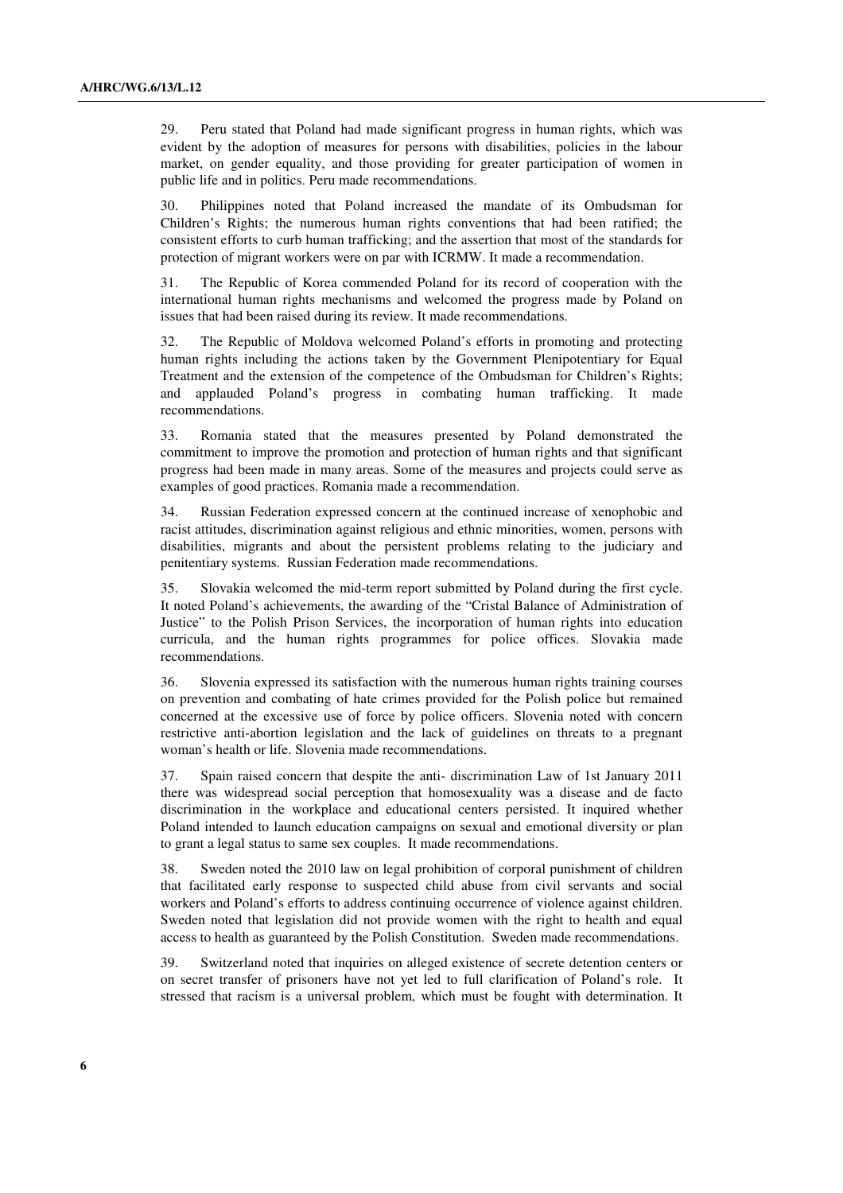29. Peru stated that Poland had made significant progress in human rights, which was evident by the adoption of measures for persons with disabilities, policies in the labour market, on gender equality, and those providing for greater participation of women in public life and in politics. Peru made recommendations.

30. Philippines noted that Poland increased the mandate of its Ombudsman for Children's Rights; the numerous human rights conventions that had been ratified; the consistent efforts to curb human trafficking; and the assertion that most of the standards for protection of migrant workers were on par with ICRMW. It made a recommendation.

31. The Republic of Korea commended Poland for its record of cooperation with the international human rights mechanisms and welcomed the progress made by Poland on issues that had been raised during its review. It made recommendations.

32. The Republic of Moldova welcomed Poland's efforts in promoting and protecting human rights including the actions taken by the Government Plenipotentiary for Equal Treatment and the extension of the competence of the Ombudsman for Children's Rights; and applauded Poland's progress in combating human trafficking. It made recommendations.

33. Romania stated that the measures presented by Poland demonstrated the commitment to improve the promotion and protection of human rights and that significant progress had been made in many areas. Some of the measures and projects could serve as examples of good practices. Romania made a recommendation.

34. Russian Federation expressed concern at the continued increase of xenophobic and racist attitudes, discrimination against religious and ethnic minorities, women, persons with disabilities, migrants and about the persistent problems relating to the judiciary and penitentiary systems. Russian Federation made recommendations.

35. Slovakia welcomed the mid-term report submitted by Poland during the first cycle. It noted Poland's achievements, the awarding of the "Cristal Balance of Administration of Justice" to the Polish Prison Services, the incorporation of human rights into education curricula, and the human rights programmes for police offices. Slovakia made recommendations.

36. Slovenia expressed its satisfaction with the numerous human rights training courses on prevention and combating of hate crimes provided for the Polish police but remained concerned at the excessive use of force by police officers. Slovenia noted with concern restrictive anti-abortion legislation and the lack of guidelines on threats to a pregnant woman's health or life. Slovenia made recommendations.

37. Spain raised concern that despite the anti- discrimination Law of 1st January 2011 there was widespread social perception that homosexuality was a disease and de facto discrimination in the workplace and educational centers persisted. It inquired whether Poland intended to launch education campaigns on sexual and emotional diversity or plan to grant a legal status to same sex couples. It made recommendations.

38. Sweden noted the 2010 law on legal prohibition of corporal punishment of children that facilitated early response to suspected child abuse from civil servants and social workers and Poland's efforts to address continuing occurrence of violence against children. Sweden noted that legislation did not provide women with the right to health and equal access to health as guaranteed by the Polish Constitution. Sweden made recommendations.

39. Switzerland noted that inquiries on alleged existence of secrete detention centers or on secret transfer of prisoners have not yet led to full clarification of Poland's role. It stressed that racism is a universal problem, which must be fought with determination. It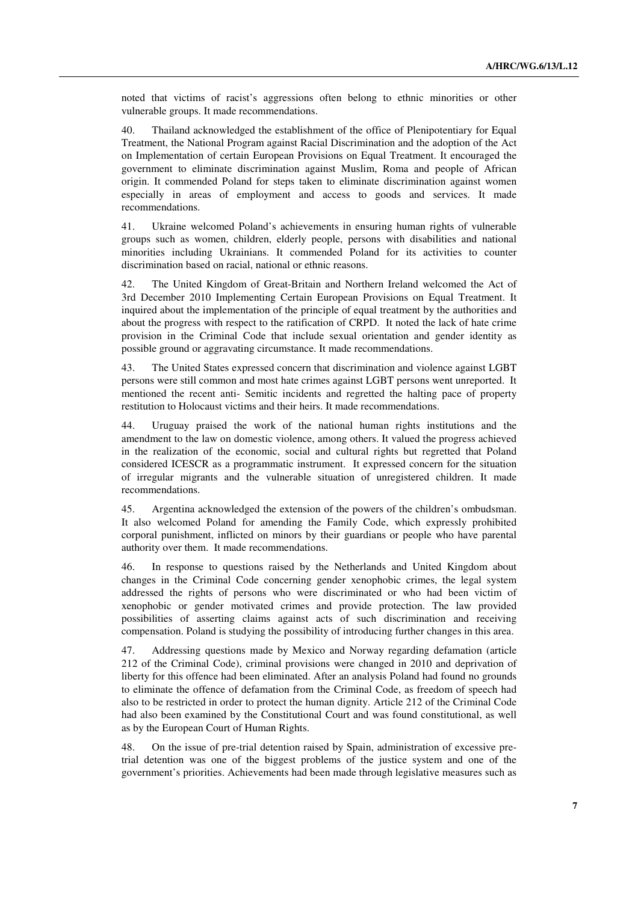noted that victims of racist's aggressions often belong to ethnic minorities or other vulnerable groups. It made recommendations.

40. Thailand acknowledged the establishment of the office of Plenipotentiary for Equal Treatment, the National Program against Racial Discrimination and the adoption of the Act on Implementation of certain European Provisions on Equal Treatment. It encouraged the government to eliminate discrimination against Muslim, Roma and people of African origin. It commended Poland for steps taken to eliminate discrimination against women especially in areas of employment and access to goods and services. It made recommendations.

41. Ukraine welcomed Poland's achievements in ensuring human rights of vulnerable groups such as women, children, elderly people, persons with disabilities and national minorities including Ukrainians. It commended Poland for its activities to counter discrimination based on racial, national or ethnic reasons.

42. The United Kingdom of Great-Britain and Northern Ireland welcomed the Act of 3rd December 2010 Implementing Certain European Provisions on Equal Treatment. It inquired about the implementation of the principle of equal treatment by the authorities and about the progress with respect to the ratification of CRPD. It noted the lack of hate crime provision in the Criminal Code that include sexual orientation and gender identity as possible ground or aggravating circumstance. It made recommendations.

43. The United States expressed concern that discrimination and violence against LGBT persons were still common and most hate crimes against LGBT persons went unreported. It mentioned the recent anti- Semitic incidents and regretted the halting pace of property restitution to Holocaust victims and their heirs. It made recommendations.

44. Uruguay praised the work of the national human rights institutions and the amendment to the law on domestic violence, among others. It valued the progress achieved in the realization of the economic, social and cultural rights but regretted that Poland considered ICESCR as a programmatic instrument. It expressed concern for the situation of irregular migrants and the vulnerable situation of unregistered children. It made recommendations.

45. Argentina acknowledged the extension of the powers of the children's ombudsman. It also welcomed Poland for amending the Family Code, which expressly prohibited corporal punishment, inflicted on minors by their guardians or people who have parental authority over them. It made recommendations.

46. In response to questions raised by the Netherlands and United Kingdom about changes in the Criminal Code concerning gender xenophobic crimes, the legal system addressed the rights of persons who were discriminated or who had been victim of xenophobic or gender motivated crimes and provide protection. The law provided possibilities of asserting claims against acts of such discrimination and receiving compensation. Poland is studying the possibility of introducing further changes in this area.

47. Addressing questions made by Mexico and Norway regarding defamation (article 212 of the Criminal Code), criminal provisions were changed in 2010 and deprivation of liberty for this offence had been eliminated. After an analysis Poland had found no grounds to eliminate the offence of defamation from the Criminal Code, as freedom of speech had also to be restricted in order to protect the human dignity. Article 212 of the Criminal Code had also been examined by the Constitutional Court and was found constitutional, as well as by the European Court of Human Rights.

48. On the issue of pre-trial detention raised by Spain, administration of excessive pre-trial detention was one of the biggest problems of the justice system and one of the government's priorities. Achievements had been made through legislative measures such as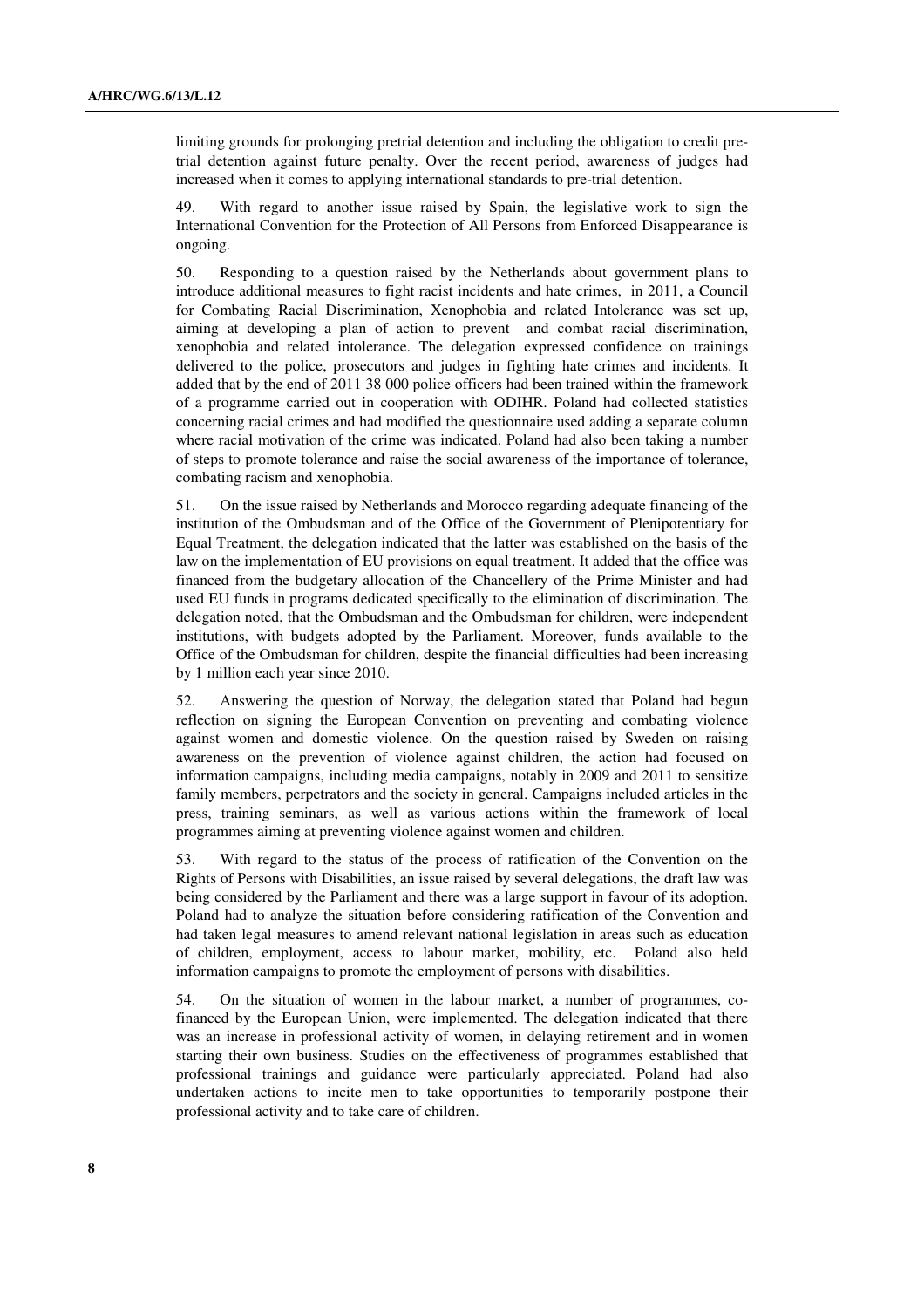limiting grounds for prolonging pretrial detention and including the obligation to credit pre-trial detention against future penalty. Over the recent period, awareness of judges had increased when it comes to applying international standards to pre-trial detention.

49. With regard to another issue raised by Spain, the legislative work to sign the International Convention for the Protection of All Persons from Enforced Disappearance is ongoing.

50. Responding to a question raised by the Netherlands about government plans to introduce additional measures to fight racist incidents and hate crimes, in 2011, a Council for Combating Racial Discrimination, Xenophobia and related Intolerance was set up, aiming at developing a plan of action to prevent and combat racial discrimination, xenophobia and related intolerance. The delegation expressed confidence on trainings delivered to the police, prosecutors and judges in fighting hate crimes and incidents. It added that by the end of 2011 38 000 police officers had been trained within the framework of a programme carried out in cooperation with ODIHR. Poland had collected statistics concerning racial crimes and had modified the questionnaire used adding a separate column where racial motivation of the crime was indicated. Poland had also been taking a number of steps to promote tolerance and raise the social awareness of the importance of tolerance, combating racism and xenophobia.

51. On the issue raised by Netherlands and Morocco regarding adequate financing of the institution of the Ombudsman and of the Office of the Government of Plenipotentiary for Equal Treatment, the delegation indicated that the latter was established on the basis of the law on the implementation of EU provisions on equal treatment. It added that the office was financed from the budgetary allocation of the Chancellery of the Prime Minister and had used EU funds in programs dedicated specifically to the elimination of discrimination. The delegation noted, that the Ombudsman and the Ombudsman for children, were independent institutions, with budgets adopted by the Parliament. Moreover, funds available to the Office of the Ombudsman for children, despite the financial difficulties had been increasing by 1 million each year since 2010.

52. Answering the question of Norway, the delegation stated that Poland had begun reflection on signing the European Convention on preventing and combating violence against women and domestic violence. On the question raised by Sweden on raising awareness on the prevention of violence against children, the action had focused on information campaigns, including media campaigns, notably in 2009 and 2011 to sensitize family members, perpetrators and the society in general. Campaigns included articles in the press, training seminars, as well as various actions within the framework of local programmes aiming at preventing violence against women and children.

53. With regard to the status of the process of ratification of the Convention on the Rights of Persons with Disabilities, an issue raised by several delegations, the draft law was being considered by the Parliament and there was a large support in favour of its adoption. Poland had to analyze the situation before considering ratification of the Convention and had taken legal measures to amend relevant national legislation in areas such as education of children, employment, access to labour market, mobility, etc. Poland also held information campaigns to promote the employment of persons with disabilities.

54. On the situation of women in the labour market, a number of programmes, co-financed by the European Union, were implemented. The delegation indicated that there was an increase in professional activity of women, in delaying retirement and in women starting their own business. Studies on the effectiveness of programmes established that professional trainings and guidance were particularly appreciated. Poland had also undertaken actions to incite men to take opportunities to temporarily postpone their professional activity and to take care of children.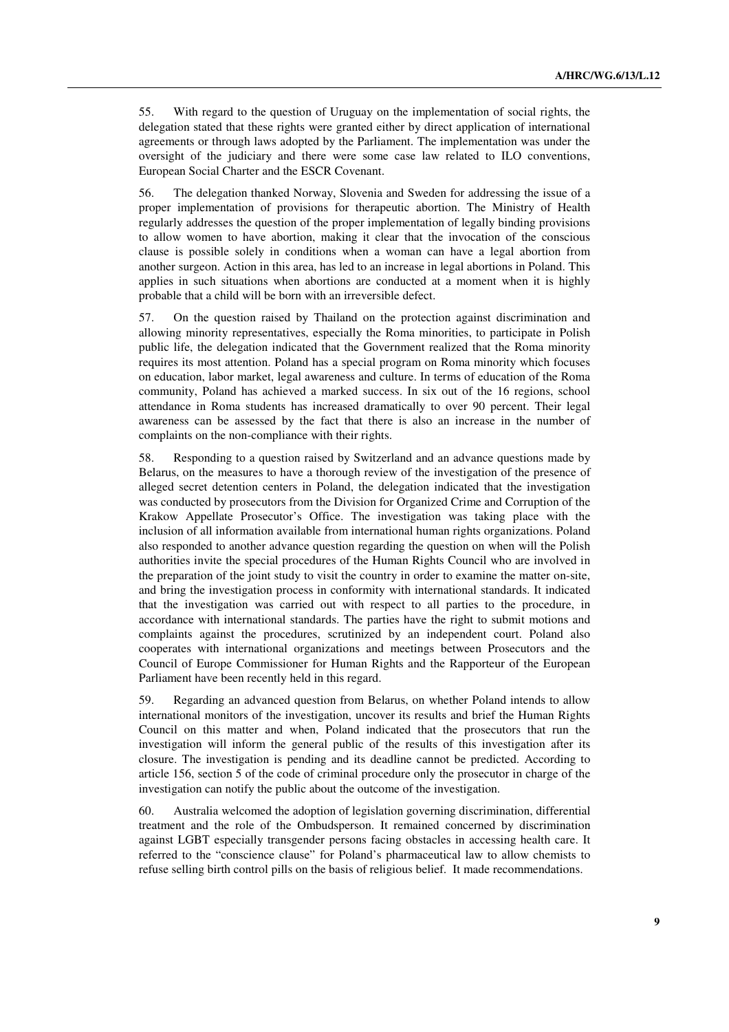55. With regard to the question of Uruguay on the implementation of social rights, the delegation stated that these rights were granted either by direct application of international agreements or through laws adopted by the Parliament. The implementation was under the oversight of the judiciary and there were some case law related to ILO conventions, European Social Charter and the ESCR Covenant.

56. The delegation thanked Norway, Slovenia and Sweden for addressing the issue of a proper implementation of provisions for therapeutic abortion. The Ministry of Health regularly addresses the question of the proper implementation of legally binding provisions to allow women to have abortion, making it clear that the invocation of the conscious clause is possible solely in conditions when a woman can have a legal abortion from another surgeon. Action in this area, has led to an increase in legal abortions in Poland. This applies in such situations when abortions are conducted at a moment when it is highly probable that a child will be born with an irreversible defect.

57. On the question raised by Thailand on the protection against discrimination and allowing minority representatives, especially the Roma minorities, to participate in Polish public life, the delegation indicated that the Government realized that the Roma minority requires its most attention. Poland has a special program on Roma minority which focuses on education, labor market, legal awareness and culture. In terms of education of the Roma community, Poland has achieved a marked success. In six out of the 16 regions, school attendance in Roma students has increased dramatically to over 90 percent. Their legal awareness can be assessed by the fact that there is also an increase in the number of complaints on the non-compliance with their rights.

58. Responding to a question raised by Switzerland and an advance questions made by Belarus, on the measures to have a thorough review of the investigation of the presence of alleged secret detention centers in Poland, the delegation indicated that the investigation was conducted by prosecutors from the Division for Organized Crime and Corruption of the Krakow Appellate Prosecutor's Office. The investigation was taking place with the inclusion of all information available from international human rights organizations. Poland also responded to another advance question regarding the question on when will the Polish authorities invite the special procedures of the Human Rights Council who are involved in the preparation of the joint study to visit the country in order to examine the matter on-site, and bring the investigation process in conformity with international standards. It indicated that the investigation was carried out with respect to all parties to the procedure, in accordance with international standards. The parties have the right to submit motions and complaints against the procedures, scrutinized by an independent court. Poland also cooperates with international organizations and meetings between Prosecutors and the Council of Europe Commissioner for Human Rights and the Rapporteur of the European Parliament have been recently held in this regard.

59. Regarding an advanced question from Belarus, on whether Poland intends to allow international monitors of the investigation, uncover its results and brief the Human Rights Council on this matter and when, Poland indicated that the prosecutors that run the investigation will inform the general public of the results of this investigation after its closure. The investigation is pending and its deadline cannot be predicted. According to article 156, section 5 of the code of criminal procedure only the prosecutor in charge of the investigation can notify the public about the outcome of the investigation.

60. Australia welcomed the adoption of legislation governing discrimination, differential treatment and the role of the Ombudsperson. It remained concerned by discrimination against LGBT especially transgender persons facing obstacles in accessing health care. It referred to the "conscience clause" for Poland's pharmaceutical law to allow chemists to refuse selling birth control pills on the basis of religious belief. It made recommendations.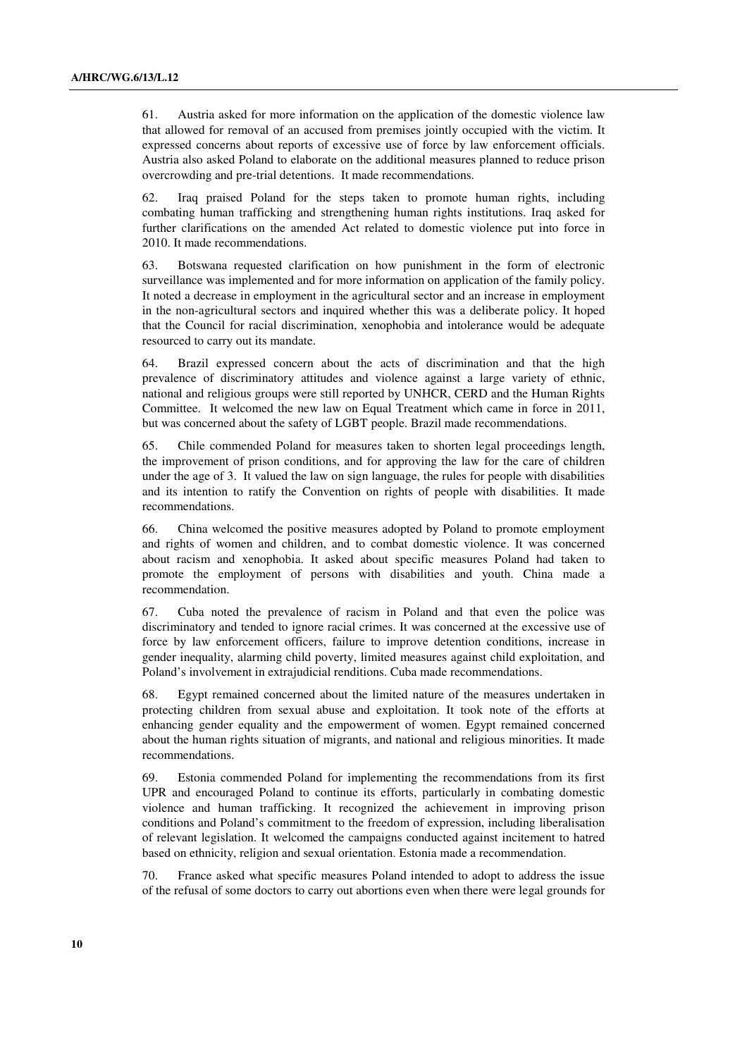61. Austria asked for more information on the application of the domestic violence law that allowed for removal of an accused from premises jointly occupied with the victim. It expressed concerns about reports of excessive use of force by law enforcement officials. Austria also asked Poland to elaborate on the additional measures planned to reduce prison overcrowding and pre-trial detentions. It made recommendations.

62. Iraq praised Poland for the steps taken to promote human rights, including combating human trafficking and strengthening human rights institutions. Iraq asked for further clarifications on the amended Act related to domestic violence put into force in 2010. It made recommendations.

63. Botswana requested clarification on how punishment in the form of electronic surveillance was implemented and for more information on application of the family policy. It noted a decrease in employment in the agricultural sector and an increase in employment in the non-agricultural sectors and inquired whether this was a deliberate policy. It hoped that the Council for racial discrimination, xenophobia and intolerance would be adequate resourced to carry out its mandate.

64. Brazil expressed concern about the acts of discrimination and that the high prevalence of discriminatory attitudes and violence against a large variety of ethnic, national and religious groups were still reported by UNHCR, CERD and the Human Rights Committee. It welcomed the new law on Equal Treatment which came in force in 2011, but was concerned about the safety of LGBT people. Brazil made recommendations.

65. Chile commended Poland for measures taken to shorten legal proceedings length, the improvement of prison conditions, and for approving the law for the care of children under the age of 3. It valued the law on sign language, the rules for people with disabilities and its intention to ratify the Convention on rights of people with disabilities. It made recommendations.

66. China welcomed the positive measures adopted by Poland to promote employment and rights of women and children, and to combat domestic violence. It was concerned about racism and xenophobia. It asked about specific measures Poland had taken to promote the employment of persons with disabilities and youth. China made a recommendation.

67. Cuba noted the prevalence of racism in Poland and that even the police was discriminatory and tended to ignore racial crimes. It was concerned at the excessive use of force by law enforcement officers, failure to improve detention conditions, increase in gender inequality, alarming child poverty, limited measures against child exploitation, and Poland's involvement in extrajudicial renditions. Cuba made recommendations.

68. Egypt remained concerned about the limited nature of the measures undertaken in protecting children from sexual abuse and exploitation. It took note of the efforts at enhancing gender equality and the empowerment of women. Egypt remained concerned about the human rights situation of migrants, and national and religious minorities. It made recommendations.

69. Estonia commended Poland for implementing the recommendations from its first UPR and encouraged Poland to continue its efforts, particularly in combating domestic violence and human trafficking. It recognized the achievement in improving prison conditions and Poland's commitment to the freedom of expression, including liberalisation of relevant legislation. It welcomed the campaigns conducted against incitement to hatred based on ethnicity, religion and sexual orientation. Estonia made a recommendation.

70. France asked what specific measures Poland intended to adopt to address the issue of the refusal of some doctors to carry out abortions even when there were legal grounds for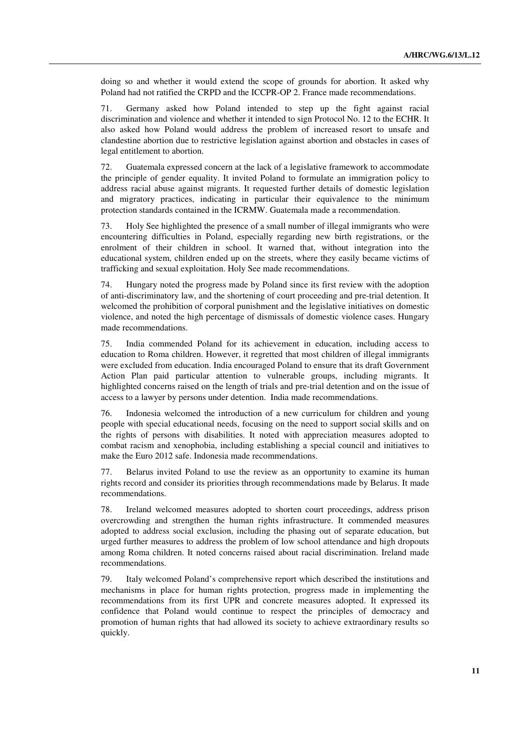doing so and whether it would extend the scope of grounds for abortion. It asked why Poland had not ratified the CRPD and the ICCPR-OP 2. France made recommendations.

71. Germany asked how Poland intended to step up the fight against racial discrimination and violence and whether it intended to sign Protocol No. 12 to the ECHR. It also asked how Poland would address the problem of increased resort to unsafe and clandestine abortion due to restrictive legislation against abortion and obstacles in cases of legal entitlement to abortion.

72. Guatemala expressed concern at the lack of a legislative framework to accommodate the principle of gender equality. It invited Poland to formulate an immigration policy to address racial abuse against migrants. It requested further details of domestic legislation and migratory practices, indicating in particular their equivalence to the minimum protection standards contained in the ICRMW. Guatemala made a recommendation.

73. Holy See highlighted the presence of a small number of illegal immigrants who were encountering difficulties in Poland, especially regarding new birth registrations, or the enrolment of their children in school. It warned that, without integration into the educational system, children ended up on the streets, where they easily became victims of trafficking and sexual exploitation. Holy See made recommendations.

74. Hungary noted the progress made by Poland since its first review with the adoption of anti-discriminatory law, and the shortening of court proceeding and pre-trial detention. It welcomed the prohibition of corporal punishment and the legislative initiatives on domestic violence, and noted the high percentage of dismissals of domestic violence cases. Hungary made recommendations.

75. India commended Poland for its achievement in education, including access to education to Roma children. However, it regretted that most children of illegal immigrants were excluded from education. India encouraged Poland to ensure that its draft Government Action Plan paid particular attention to vulnerable groups, including migrants. It highlighted concerns raised on the length of trials and pre-trial detention and on the issue of access to a lawyer by persons under detention. India made recommendations.

76. Indonesia welcomed the introduction of a new curriculum for children and young people with special educational needs, focusing on the need to support social skills and on the rights of persons with disabilities. It noted with appreciation measures adopted to combat racism and xenophobia, including establishing a special council and initiatives to make the Euro 2012 safe. Indonesia made recommendations.

77. Belarus invited Poland to use the review as an opportunity to examine its human rights record and consider its priorities through recommendations made by Belarus. It made recommendations.

78. Ireland welcomed measures adopted to shorten court proceedings, address prison overcrowding and strengthen the human rights infrastructure. It commended measures adopted to address social exclusion, including the phasing out of separate education, but urged further measures to address the problem of low school attendance and high dropouts among Roma children. It noted concerns raised about racial discrimination. Ireland made recommendations.

79. Italy welcomed Poland's comprehensive report which described the institutions and mechanisms in place for human rights protection, progress made in implementing the recommendations from its first UPR and concrete measures adopted. It expressed its confidence that Poland would continue to respect the principles of democracy and promotion of human rights that had allowed its society to achieve extraordinary results so quickly.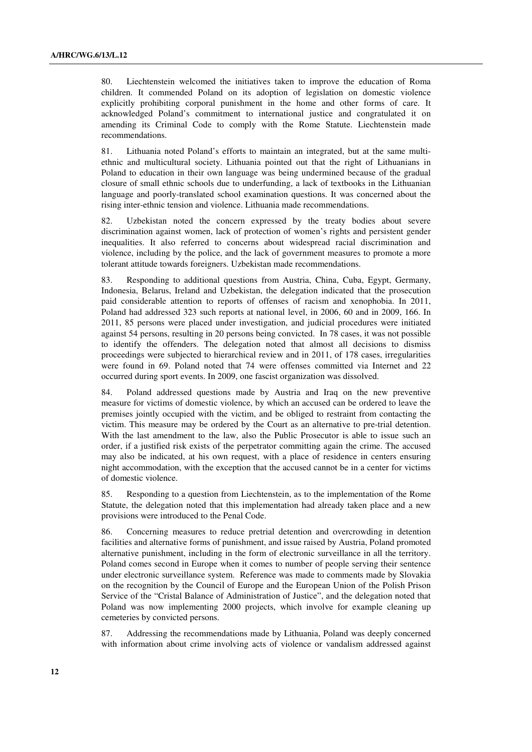80. Liechtenstein welcomed the initiatives taken to improve the education of Roma children. It commended Poland on its adoption of legislation on domestic violence explicitly prohibiting corporal punishment in the home and other forms of care. It acknowledged Poland's commitment to international justice and congratulated it on amending its Criminal Code to comply with the Rome Statute. Liechtenstein made recommendations.

81. Lithuania noted Poland's efforts to maintain an integrated, but at the same multi-ethnic and multicultural society. Lithuania pointed out that the right of Lithuanians in Poland to education in their own language was being undermined because of the gradual closure of small ethnic schools due to underfunding, a lack of textbooks in the Lithuanian language and poorly-translated school examination questions. It was concerned about the rising inter-ethnic tension and violence. Lithuania made recommendations.

82. Uzbekistan noted the concern expressed by the treaty bodies about severe discrimination against women, lack of protection of women's rights and persistent gender inequalities. It also referred to concerns about widespread racial discrimination and violence, including by the police, and the lack of government measures to promote a more tolerant attitude towards foreigners. Uzbekistan made recommendations.

83. Responding to additional questions from Austria, China, Cuba, Egypt, Germany, Indonesia, Belarus, Ireland and Uzbekistan, the delegation indicated that the prosecution paid considerable attention to reports of offenses of racism and xenophobia. In 2011, Poland had addressed 323 such reports at national level, in 2006, 60 and in 2009, 166. In 2011, 85 persons were placed under investigation, and judicial procedures were initiated against 54 persons, resulting in 20 persons being convicted. In 78 cases, it was not possible to identify the offenders. The delegation noted that almost all decisions to dismiss proceedings were subjected to hierarchical review and in 2011, of 178 cases, irregularities were found in 69. Poland noted that 74 were offenses committed via Internet and 22 occurred during sport events. In 2009, one fascist organization was dissolved.

84. Poland addressed questions made by Austria and Iraq on the new preventive measure for victims of domestic violence, by which an accused can be ordered to leave the premises jointly occupied with the victim, and be obliged to restraint from contacting the victim. This measure may be ordered by the Court as an alternative to pre-trial detention. With the last amendment to the law, also the Public Prosecutor is able to issue such an order, if a justified risk exists of the perpetrator committing again the crime. The accused may also be indicated, at his own request, with a place of residence in centers ensuring night accommodation, with the exception that the accused cannot be in a center for victims of domestic violence.

85. Responding to a question from Liechtenstein, as to the implementation of the Rome Statute, the delegation noted that this implementation had already taken place and a new provisions were introduced to the Penal Code.

86. Concerning measures to reduce pretrial detention and overcrowding in detention facilities and alternative forms of punishment, and issue raised by Austria, Poland promoted alternative punishment, including in the form of electronic surveillance in all the territory. Poland comes second in Europe when it comes to number of people serving their sentence under electronic surveillance system. Reference was made to comments made by Slovakia on the recognition by the Council of Europe and the European Union of the Polish Prison Service of the "Cristal Balance of Administration of Justice", and the delegation noted that Poland was now implementing 2000 projects, which involve for example cleaning up cemeteries by convicted persons.

87. Addressing the recommendations made by Lithuania, Poland was deeply concerned with information about crime involving acts of violence or vandalism addressed against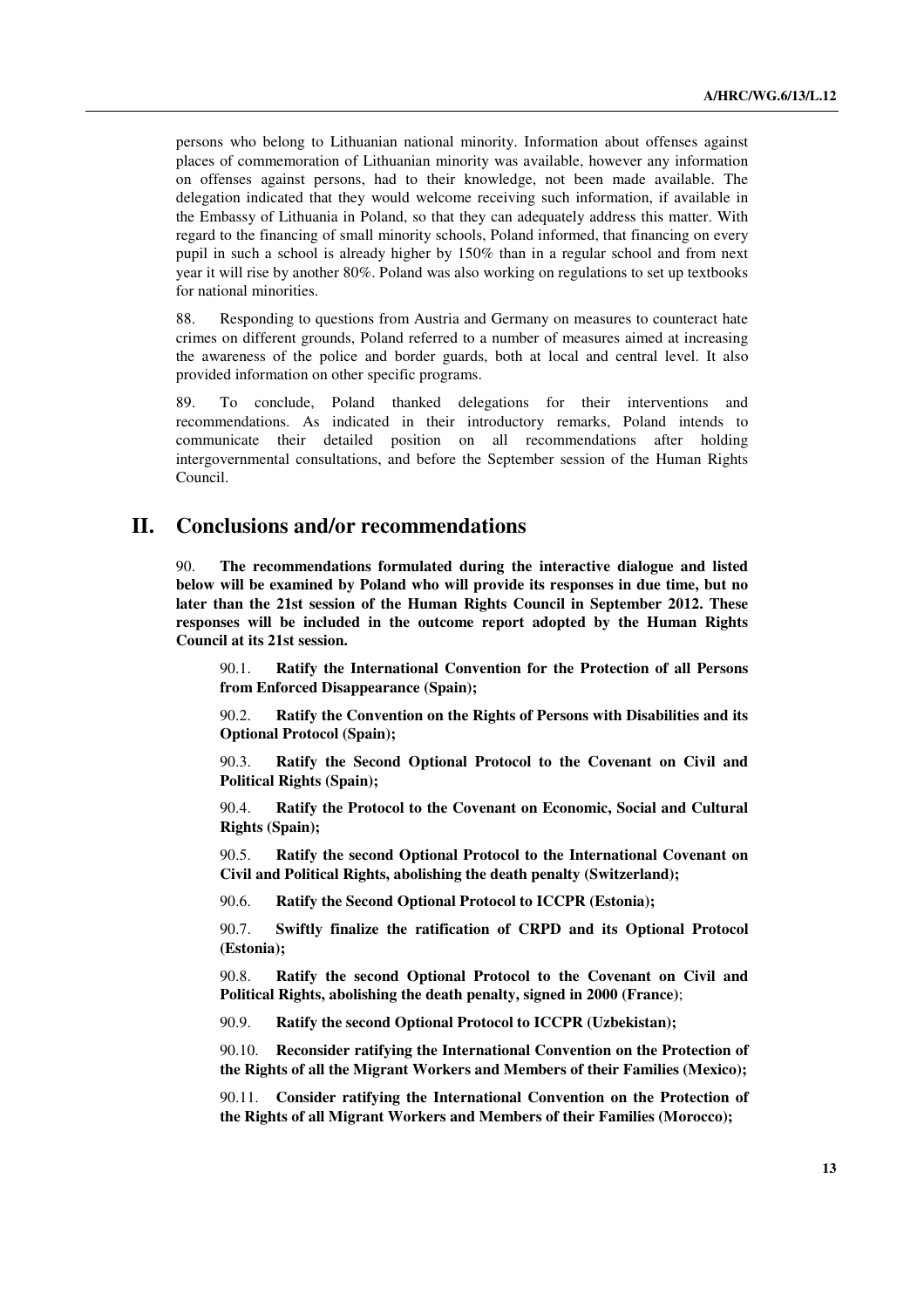persons who belong to Lithuanian national minority. Information about offenses against places of commemoration of Lithuanian minority was available, however any information on offenses against persons, had to their knowledge, not been made available. The delegation indicated that they would welcome receiving such information, if available in the Embassy of Lithuania in Poland, so that they can adequately address this matter. With regard to the financing of small minority schools, Poland informed, that financing on every pupil in such a school is already higher by 150% than in a regular school and from next year it will rise by another 80%. Poland was also working on regulations to set up textbooks for national minorities.

88. Responding to questions from Austria and Germany on measures to counteract hate crimes on different grounds, Poland referred to a number of measures aimed at increasing the awareness of the police and border guards, both at local and central level. It also provided information on other specific programs.

89. To conclude, Poland thanked delegations for their interventions and recommendations. As indicated in their introductory remarks, Poland intends to communicate their detailed position on all recommendations after holding intergovernmental consultations, and before the September session of the Human Rights Council.

# II. Conclusions and/or recommendations

90. **The recommendations formulated during the interactive dialogue and listed below will be examined by Poland who will provide its responses in due time, but no later than the 21st session of the Human Rights Council in September 2012. These responses will be included in the outcome report adopted by the Human Rights Council at its 21st session.**

90.1. **Ratify the International Convention for the Protection of all Persons from Enforced Disappearance (Spain);**

90.2. **Ratify the Convention on the Rights of Persons with Disabilities and its Optional Protocol (Spain);**

90.3. **Ratify the Second Optional Protocol to the Covenant on Civil and Political Rights (Spain);**

90.4. **Ratify the Protocol to the Covenant on Economic, Social and Cultural Rights (Spain);**

90.5. **Ratify the second Optional Protocol to the International Covenant on Civil and Political Rights, abolishing the death penalty (Switzerland);**

90.6. **Ratify the Second Optional Protocol to ICCPR (Estonia);**

90.7. **Swiftly finalize the ratification of CRPD and its Optional Protocol (Estonia);**

90.8. **Ratify the second Optional Protocol to the Covenant on Civil and Political Rights, abolishing the death penalty, signed in 2000 (France)**;

90.9. **Ratify the second Optional Protocol to ICCPR (Uzbekistan);**

90.10. **Reconsider ratifying the International Convention on the Protection of the Rights of all the Migrant Workers and Members of their Families (Mexico);**

90.11. **Consider ratifying the International Convention on the Protection of the Rights of all Migrant Workers and Members of their Families (Morocco);**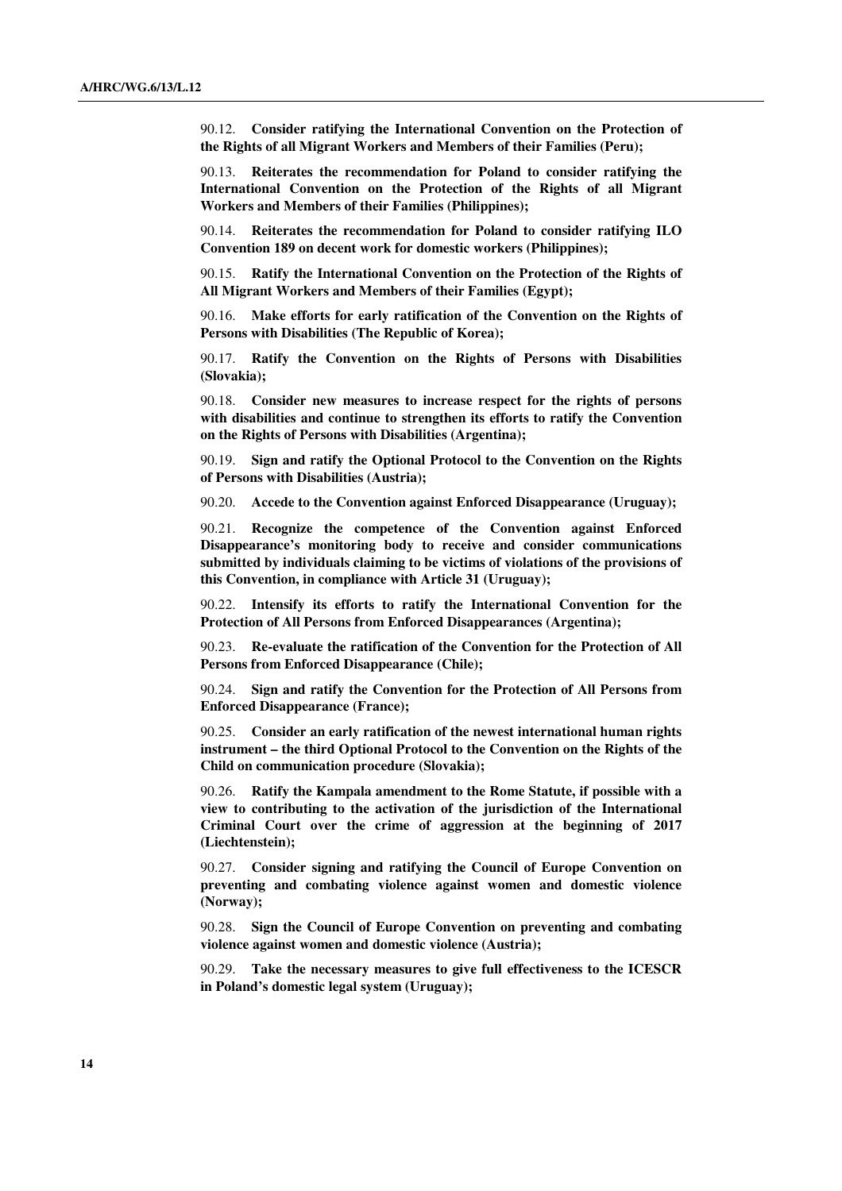90.12. **Consider ratifying the International Convention on the Protection of the Rights of all Migrant Workers and Members of their Families (Peru);**

90.13. **Reiterates the recommendation for Poland to consider ratifying the International Convention on the Protection of the Rights of all Migrant Workers and Members of their Families (Philippines);**

90.14. **Reiterates the recommendation for Poland to consider ratifying ILO Convention 189 on decent work for domestic workers (Philippines);**

90.15. **Ratify the International Convention on the Protection of the Rights of All Migrant Workers and Members of their Families (Egypt);**

90.16. **Make efforts for early ratification of the Convention on the Rights of Persons with Disabilities (The Republic of Korea);**

90.17. **Ratify the Convention on the Rights of Persons with Disabilities (Slovakia);**

90.18. **Consider new measures to increase respect for the rights of persons with disabilities and continue to strengthen its efforts to ratify the Convention on the Rights of Persons with Disabilities (Argentina);**

90.19. **Sign and ratify the Optional Protocol to the Convention on the Rights of Persons with Disabilities (Austria);**

90.20. **Accede to the Convention against Enforced Disappearance (Uruguay);**

90.21. **Recognize the competence of the Convention against Enforced Disappearance's monitoring body to receive and consider communications submitted by individuals claiming to be victims of violations of the provisions of this Convention, in compliance with Article 31 (Uruguay);**

90.22. **Intensify its efforts to ratify the International Convention for the Protection of All Persons from Enforced Disappearances (Argentina);**

90.23. **Re-evaluate the ratification of the Convention for the Protection of All Persons from Enforced Disappearance (Chile);**

90.24. **Sign and ratify the Convention for the Protection of All Persons from Enforced Disappearance (France);**

90.25. **Consider an early ratification of the newest international human rights instrument – the third Optional Protocol to the Convention on the Rights of the Child on communication procedure (Slovakia);**

90.26. **Ratify the Kampala amendment to the Rome Statute, if possible with a view to contributing to the activation of the jurisdiction of the International Criminal Court over the crime of aggression at the beginning of 2017 (Liechtenstein);**

90.27. **Consider signing and ratifying the Council of Europe Convention on preventing and combating violence against women and domestic violence (Norway);**

90.28. **Sign the Council of Europe Convention on preventing and combating violence against women and domestic violence (Austria);**

90.29. **Take the necessary measures to give full effectiveness to the ICESCR in Poland's domestic legal system (Uruguay);**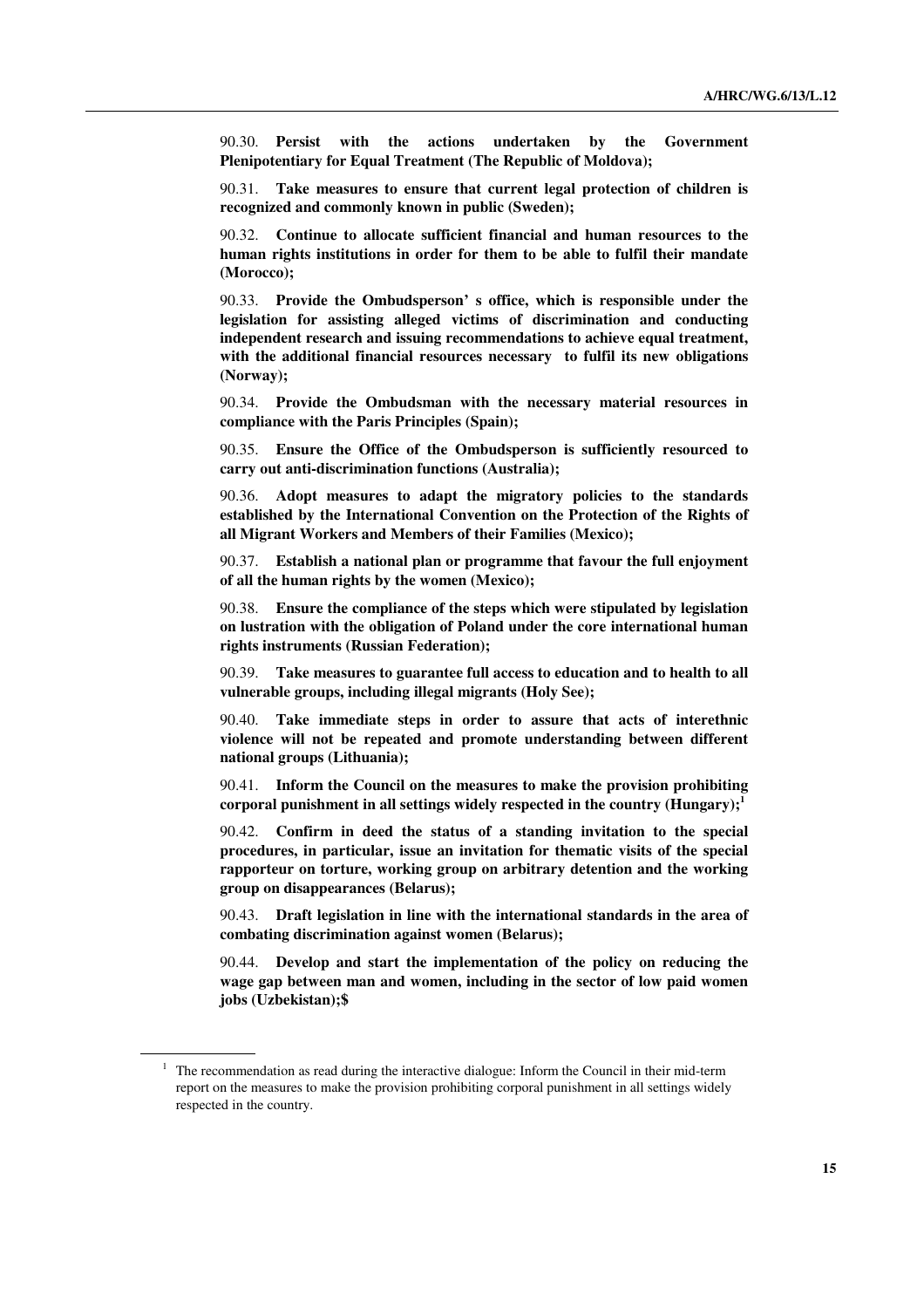90.30. **Persist with the actions undertaken by the Government Plenipotentiary for Equal Treatment (The Republic of Moldova);**

90.31. **Take measures to ensure that current legal protection of children is recognized and commonly known in public (Sweden);**

90.32. **Continue to allocate sufficient financial and human resources to the human rights institutions in order for them to be able to fulfil their mandate (Morocco);**

90.33. **Provide the Ombudsperson' s office, which is responsible under the legislation for assisting alleged victims of discrimination and conducting independent research and issuing recommendations to achieve equal treatment, with the additional financial resources necessary to fulfil its new obligations (Norway);**

90.34. **Provide the Ombudsman with the necessary material resources in compliance with the Paris Principles (Spain);**

90.35. **Ensure the Office of the Ombudsperson is sufficiently resourced to carry out anti-discrimination functions (Australia);**

90.36. **Adopt measures to adapt the migratory policies to the standards established by the International Convention on the Protection of the Rights of all Migrant Workers and Members of their Families (Mexico);**

90.37. **Establish a national plan or programme that favour the full enjoyment of all the human rights by the women (Mexico);**

90.38. **Ensure the compliance of the steps which were stipulated by legislation on lustration with the obligation of Poland under the core international human rights instruments (Russian Federation);**

90.39. **Take measures to guarantee full access to education and to health to all vulnerable groups, including illegal migrants (Holy See);**

90.40. **Take immediate steps in order to assure that acts of interethnic violence will not be repeated and promote understanding between different national groups (Lithuania);**

90.41. **Inform the Council on the measures to make the provision prohibiting corporal punishment in all settings widely respected in the country (Hungary);**[1]

90.42. **Confirm in deed the status of a standing invitation to the special procedures, in particular, issue an invitation for thematic visits of the special rapporteur on torture, working group on arbitrary detention and the working group on disappearances (Belarus);**

90.43. **Draft legislation in line with the international standards in the area of combating discrimination against women (Belarus);**

90.44. **Develop and start the implementation of the policy on reducing the wage gap between man and women, including in the sector of low paid women jobs (Uzbekistan);$**

---

[1] The recommendation as read during the interactive dialogue: Inform the Council in their mid-term report on the measures to make the provision prohibiting corporal punishment in all settings widely respected in the country.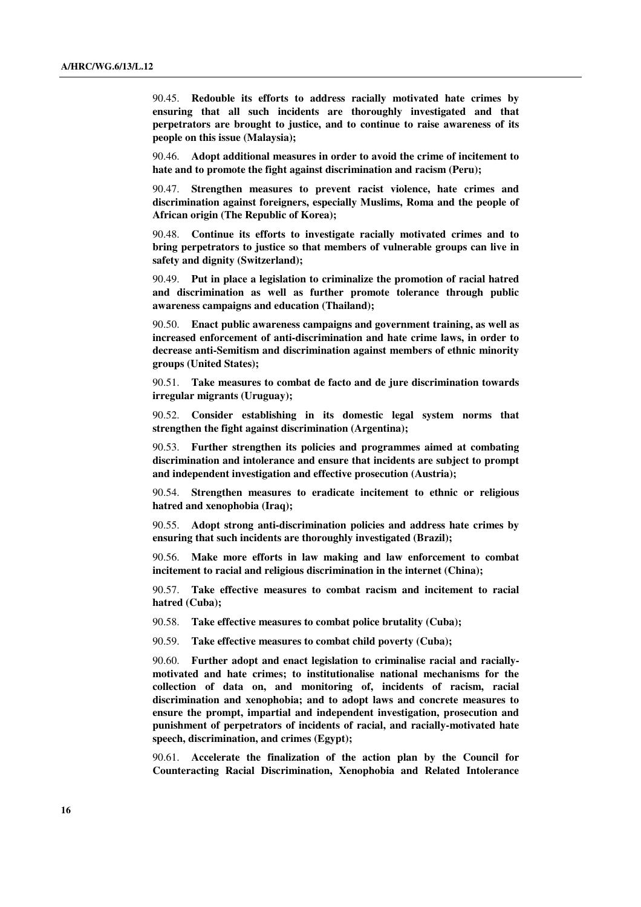90.45. **Redouble its efforts to address racially motivated hate crimes by ensuring that all such incidents are thoroughly investigated and that perpetrators are brought to justice, and to continue to raise awareness of its people on this issue (Malaysia);**

90.46. **Adopt additional measures in order to avoid the crime of incitement to hate and to promote the fight against discrimination and racism (Peru);**

90.47. **Strengthen measures to prevent racist violence, hate crimes and discrimination against foreigners, especially Muslims, Roma and the people of African origin (The Republic of Korea);**

90.48. **Continue its efforts to investigate racially motivated crimes and to bring perpetrators to justice so that members of vulnerable groups can live in safety and dignity (Switzerland);**

90.49. **Put in place a legislation to criminalize the promotion of racial hatred and discrimination as well as further promote tolerance through public awareness campaigns and education (Thailand);**

90.50. **Enact public awareness campaigns and government training, as well as increased enforcement of anti-discrimination and hate crime laws, in order to decrease anti-Semitism and discrimination against members of ethnic minority groups (United States);**

90.51. **Take measures to combat de facto and de jure discrimination towards irregular migrants (Uruguay);**

90.52. **Consider establishing in its domestic legal system norms that strengthen the fight against discrimination (Argentina);**

90.53. **Further strengthen its policies and programmes aimed at combating discrimination and intolerance and ensure that incidents are subject to prompt and independent investigation and effective prosecution (Austria);**

90.54. **Strengthen measures to eradicate incitement to ethnic or religious hatred and xenophobia (Iraq);**

90.55. **Adopt strong anti-discrimination policies and address hate crimes by ensuring that such incidents are thoroughly investigated (Brazil);**

90.56. **Make more efforts in law making and law enforcement to combat incitement to racial and religious discrimination in the internet (China);**

90.57. **Take effective measures to combat racism and incitement to racial hatred (Cuba);**

90.58. **Take effective measures to combat police brutality (Cuba);**

90.59. **Take effective measures to combat child poverty (Cuba);**

90.60. **Further adopt and enact legislation to criminalise racial and racially-motivated and hate crimes; to institutionalise national mechanisms for the collection of data on, and monitoring of, incidents of racism, racial discrimination and xenophobia; and to adopt laws and concrete measures to ensure the prompt, impartial and independent investigation, prosecution and punishment of perpetrators of incidents of racial, and racially-motivated hate speech, discrimination, and crimes (Egypt);**

90.61. **Accelerate the finalization of the action plan by the Council for Counteracting Racial Discrimination, Xenophobia and Related Intolerance**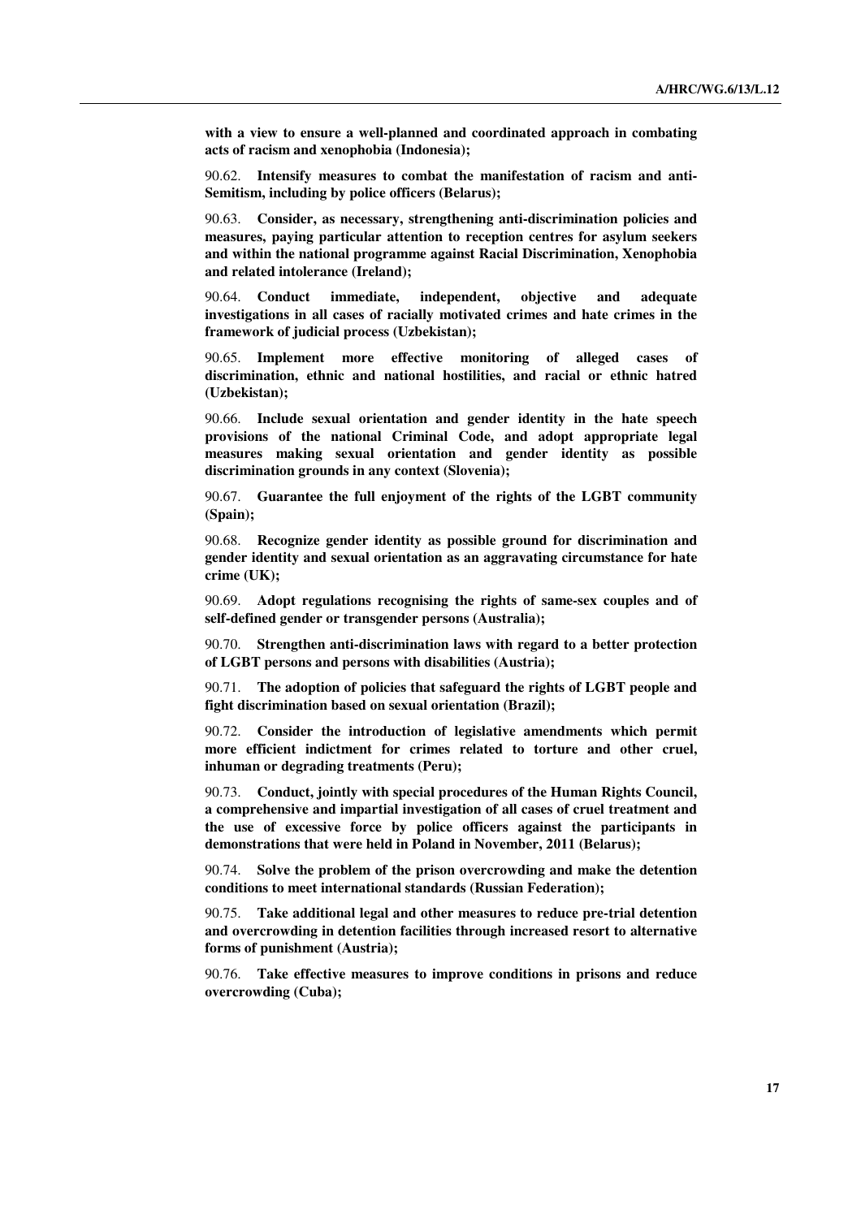**with a view to ensure a well-planned and coordinated approach in combating acts of racism and xenophobia (Indonesia);**

90.62. **Intensify measures to combat the manifestation of racism and anti-Semitism, including by police officers (Belarus);**

90.63. **Consider, as necessary, strengthening anti-discrimination policies and measures, paying particular attention to reception centres for asylum seekers and within the national programme against Racial Discrimination, Xenophobia and related intolerance (Ireland);**

90.64. **Conduct immediate, independent, objective and adequate investigations in all cases of racially motivated crimes and hate crimes in the framework of judicial process (Uzbekistan);**

90.65. **Implement more effective monitoring of alleged cases of discrimination, ethnic and national hostilities, and racial or ethnic hatred (Uzbekistan);**

90.66. **Include sexual orientation and gender identity in the hate speech provisions of the national Criminal Code, and adopt appropriate legal measures making sexual orientation and gender identity as possible discrimination grounds in any context (Slovenia);**

90.67. **Guarantee the full enjoyment of the rights of the LGBT community (Spain);**

90.68. **Recognize gender identity as possible ground for discrimination and gender identity and sexual orientation as an aggravating circumstance for hate crime (UK);**

90.69. **Adopt regulations recognising the rights of same-sex couples and of self-defined gender or transgender persons (Australia);**

90.70. **Strengthen anti-discrimination laws with regard to a better protection of LGBT persons and persons with disabilities (Austria);**

90.71. **The adoption of policies that safeguard the rights of LGBT people and fight discrimination based on sexual orientation (Brazil);**

90.72. **Consider the introduction of legislative amendments which permit more efficient indictment for crimes related to torture and other cruel, inhuman or degrading treatments (Peru);**

90.73. **Conduct, jointly with special procedures of the Human Rights Council, a comprehensive and impartial investigation of all cases of cruel treatment and the use of excessive force by police officers against the participants in demonstrations that were held in Poland in November, 2011 (Belarus);**

90.74. **Solve the problem of the prison overcrowding and make the detention conditions to meet international standards (Russian Federation);**

90.75. **Take additional legal and other measures to reduce pre-trial detention and overcrowding in detention facilities through increased resort to alternative forms of punishment (Austria);**

90.76. **Take effective measures to improve conditions in prisons and reduce overcrowding (Cuba);**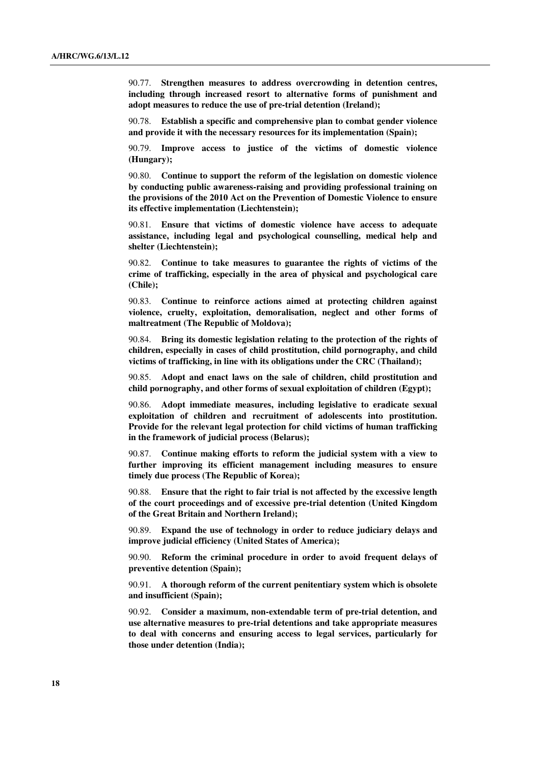90.77. **Strengthen measures to address overcrowding in detention centres, including through increased resort to alternative forms of punishment and adopt measures to reduce the use of pre-trial detention (Ireland);**

90.78. **Establish a specific and comprehensive plan to combat gender violence and provide it with the necessary resources for its implementation (Spain);**

90.79. **Improve access to justice of the victims of domestic violence (Hungary);**

90.80. **Continue to support the reform of the legislation on domestic violence by conducting public awareness-raising and providing professional training on the provisions of the 2010 Act on the Prevention of Domestic Violence to ensure its effective implementation (Liechtenstein);**

90.81. **Ensure that victims of domestic violence have access to adequate assistance, including legal and psychological counselling, medical help and shelter (Liechtenstein);**

90.82. **Continue to take measures to guarantee the rights of victims of the crime of trafficking, especially in the area of physical and psychological care (Chile);**

90.83. **Continue to reinforce actions aimed at protecting children against violence, cruelty, exploitation, demoralisation, neglect and other forms of maltreatment (The Republic of Moldova);**

90.84. **Bring its domestic legislation relating to the protection of the rights of children, especially in cases of child prostitution, child pornography, and child victims of trafficking, in line with its obligations under the CRC (Thailand);**

90.85. **Adopt and enact laws on the sale of children, child prostitution and child pornography, and other forms of sexual exploitation of children (Egypt);**

90.86. **Adopt immediate measures, including legislative to eradicate sexual exploitation of children and recruitment of adolescents into prostitution. Provide for the relevant legal protection for child victims of human trafficking in the framework of judicial process (Belarus);**

90.87. **Continue making efforts to reform the judicial system with a view to further improving its efficient management including measures to ensure timely due process (The Republic of Korea);**

90.88. **Ensure that the right to fair trial is not affected by the excessive length of the court proceedings and of excessive pre-trial detention (United Kingdom of the Great Britain and Northern Ireland);**

90.89. **Expand the use of technology in order to reduce judiciary delays and improve judicial efficiency (United States of America);**

90.90. **Reform the criminal procedure in order to avoid frequent delays of preventive detention (Spain);**

90.91. **A thorough reform of the current penitentiary system which is obsolete and insufficient (Spain);**

90.92. **Consider a maximum, non-extendable term of pre-trial detention, and use alternative measures to pre-trial detentions and take appropriate measures to deal with concerns and ensuring access to legal services, particularly for those under detention (India);**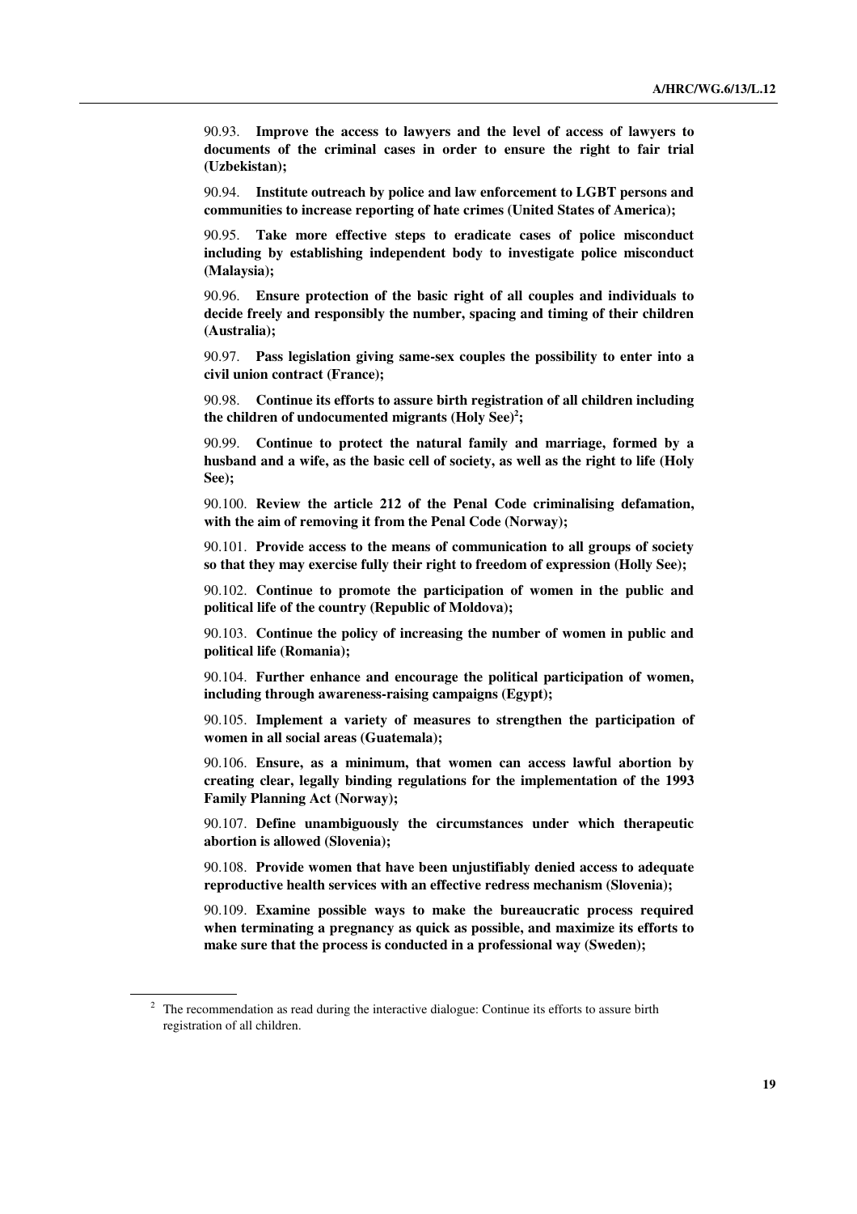90.93. **Improve the access to lawyers and the level of access of lawyers to documents of the criminal cases in order to ensure the right to fair trial (Uzbekistan);**

90.94. **Institute outreach by police and law enforcement to LGBT persons and communities to increase reporting of hate crimes (United States of America);**

90.95. **Take more effective steps to eradicate cases of police misconduct including by establishing independent body to investigate police misconduct (Malaysia);**

90.96. **Ensure protection of the basic right of all couples and individuals to decide freely and responsibly the number, spacing and timing of their children (Australia);**

90.97. **Pass legislation giving same-sex couples the possibility to enter into a civil union contract (France);**

90.98. **Continue its efforts to assure birth registration of all children including the children of undocumented migrants (Holy See)[2];**

90.99. **Continue to protect the natural family and marriage, formed by a husband and a wife, as the basic cell of society, as well as the right to life (Holy See);**

90.100. **Review the article 212 of the Penal Code criminalising defamation, with the aim of removing it from the Penal Code (Norway);**

90.101. **Provide access to the means of communication to all groups of society so that they may exercise fully their right to freedom of expression (Holly See);**

90.102. **Continue to promote the participation of women in the public and political life of the country (Republic of Moldova);**

90.103. **Continue the policy of increasing the number of women in public and political life (Romania);**

90.104. **Further enhance and encourage the political participation of women, including through awareness-raising campaigns (Egypt);**

90.105. **Implement a variety of measures to strengthen the participation of women in all social areas (Guatemala);**

90.106. **Ensure, as a minimum, that women can access lawful abortion by creating clear, legally binding regulations for the implementation of the 1993 Family Planning Act (Norway);**

90.107. **Define unambiguously the circumstances under which therapeutic abortion is allowed (Slovenia);**

90.108. **Provide women that have been unjustifiably denied access to adequate reproductive health services with an effective redress mechanism (Slovenia);**

90.109. **Examine possible ways to make the bureaucratic process required when terminating a pregnancy as quick as possible, and maximize its efforts to make sure that the process is conducted in a professional way (Sweden);**

---

[2] The recommendation as read during the interactive dialogue: Continue its efforts to assure birth registration of all children.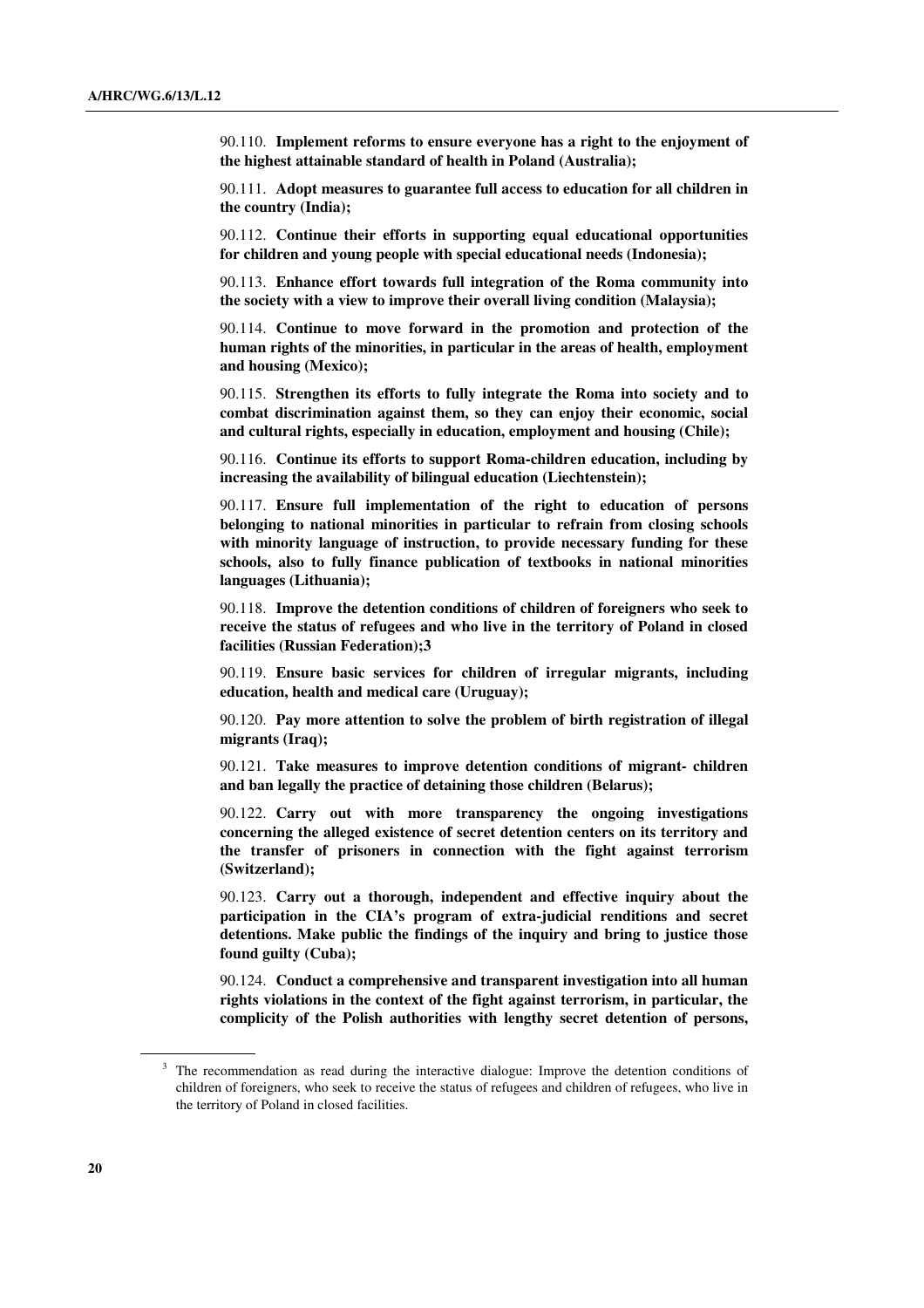90.110. **Implement reforms to ensure everyone has a right to the enjoyment of the highest attainable standard of health in Poland (Australia);**

90.111. **Adopt measures to guarantee full access to education for all children in the country (India);**

90.112. **Continue their efforts in supporting equal educational opportunities for children and young people with special educational needs (Indonesia);**

90.113. **Enhance effort towards full integration of the Roma community into the society with a view to improve their overall living condition (Malaysia);**

90.114. **Continue to move forward in the promotion and protection of the human rights of the minorities, in particular in the areas of health, employment and housing (Mexico);**

90.115. **Strengthen its efforts to fully integrate the Roma into society and to combat discrimination against them, so they can enjoy their economic, social and cultural rights, especially in education, employment and housing (Chile);**

90.116. **Continue its efforts to support Roma-children education, including by increasing the availability of bilingual education (Liechtenstein);**

90.117. **Ensure full implementation of the right to education of persons belonging to national minorities in particular to refrain from closing schools with minority language of instruction, to provide necessary funding for these schools, also to fully finance publication of textbooks in national minorities languages (Lithuania);**

90.118. **Improve the detention conditions of children of foreigners who seek to receive the status of refugees and who live in the territory of Poland in closed facilities (Russian Federation);**[3]

90.119. **Ensure basic services for children of irregular migrants, including education, health and medical care (Uruguay);**

90.120. **Pay more attention to solve the problem of birth registration of illegal migrants (Iraq);**

90.121. **Take measures to improve detention conditions of migrant- children and ban legally the practice of detaining those children (Belarus);**

90.122. **Carry out with more transparency the ongoing investigations concerning the alleged existence of secret detention centers on its territory and the transfer of prisoners in connection with the fight against terrorism (Switzerland);**

90.123. **Carry out a thorough, independent and effective inquiry about the participation in the CIA's program of extra-judicial renditions and secret detentions. Make public the findings of the inquiry and bring to justice those found guilty (Cuba);**

90.124. **Conduct a comprehensive and transparent investigation into all human rights violations in the context of the fight against terrorism, in particular, the complicity of the Polish authorities with lengthy secret detention of persons,**

---

[3] The recommendation as read during the interactive dialogue: Improve the detention conditions of children of foreigners, who seek to receive the status of refugees and children of refugees, who live in the territory of Poland in closed facilities.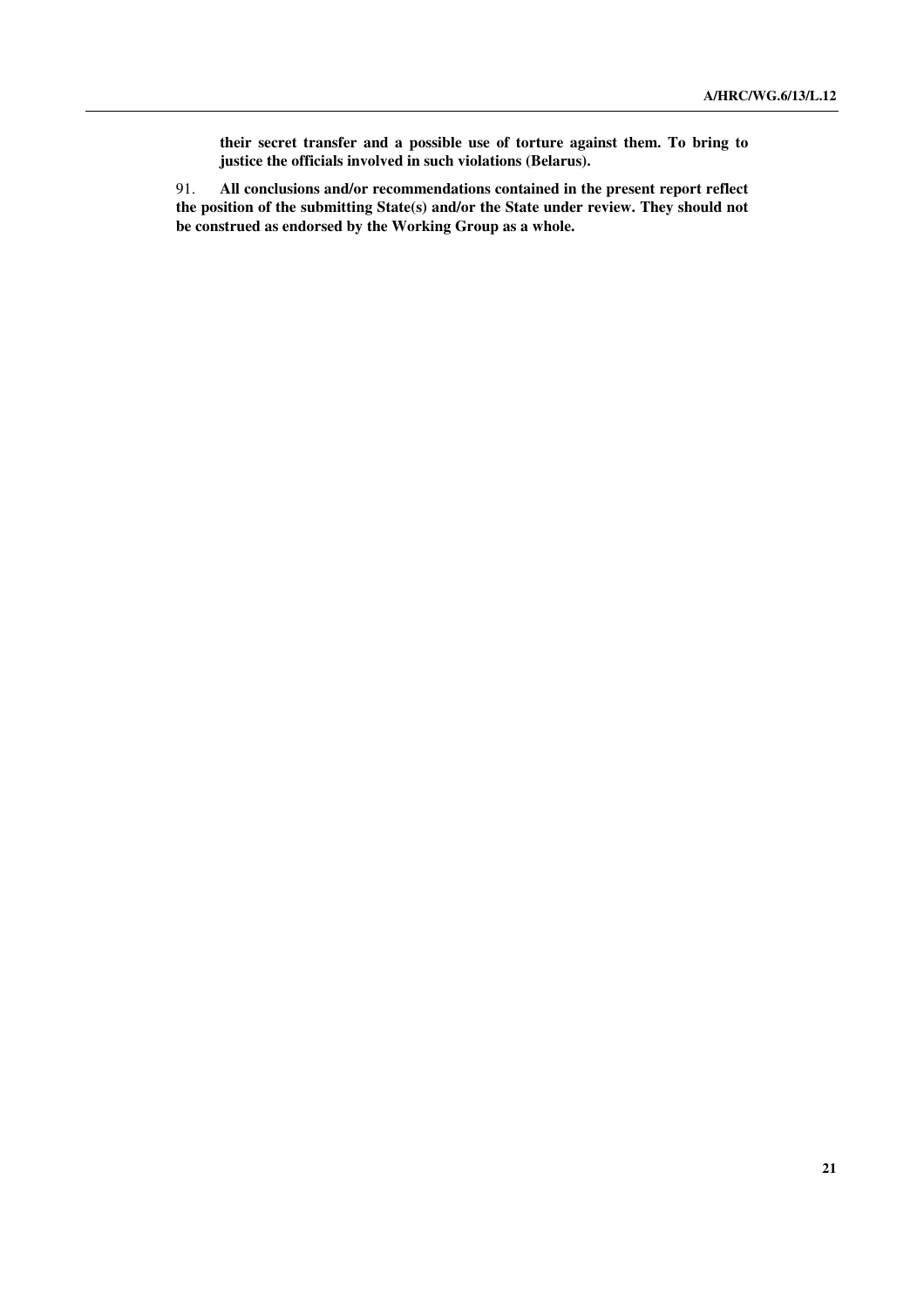**their secret transfer and a possible use of torture against them. To bring to justice the officials involved in such violations (Belarus).**

91. **All conclusions and/or recommendations contained in the present report reflect the position of the submitting State(s) and/or the State under review. They should not be construed as endorsed by the Working Group as a whole.**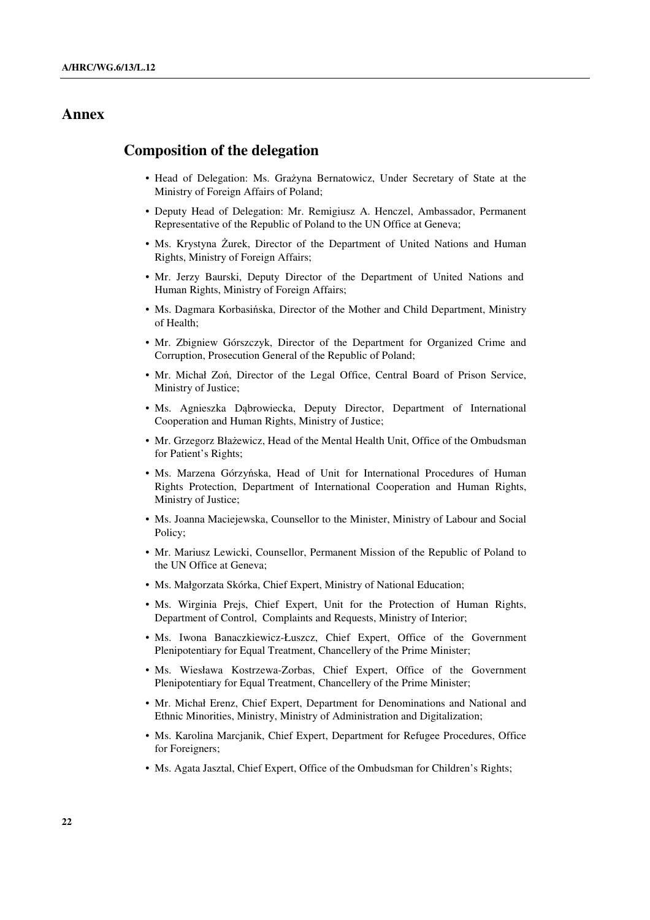# Annex

## Composition of the delegation

- Head of Delegation: Ms. Grażyna Bernatowicz, Under Secretary of State at the Ministry of Foreign Affairs of Poland;
- Deputy Head of Delegation: Mr. Remigiusz A. Henczel, Ambassador, Permanent Representative of the Republic of Poland to the UN Office at Geneva;
- Ms. Krystyna Żurek, Director of the Department of United Nations and Human Rights, Ministry of Foreign Affairs;
- Mr. Jerzy Baurski, Deputy Director of the Department of United Nations and Human Rights, Ministry of Foreign Affairs;
- Ms. Dagmara Korbasińska, Director of the Mother and Child Department, Ministry of Health;
- Mr. Zbigniew Górszczyk, Director of the Department for Organized Crime and Corruption, Prosecution General of the Republic of Poland;
- Mr. Michał Zoń, Director of the Legal Office, Central Board of Prison Service, Ministry of Justice;
- Ms. Agnieszka Dąbrowiecka, Deputy Director, Department of International Cooperation and Human Rights, Ministry of Justice;
- Mr. Grzegorz Błażewicz, Head of the Mental Health Unit, Office of the Ombudsman for Patient's Rights;
- Ms. Marzena Górzyńska, Head of Unit for International Procedures of Human Rights Protection, Department of International Cooperation and Human Rights, Ministry of Justice;
- Ms. Joanna Maciejewska, Counsellor to the Minister, Ministry of Labour and Social Policy;
- Mr. Mariusz Lewicki, Counsellor, Permanent Mission of the Republic of Poland to the UN Office at Geneva;
- Ms. Małgorzata Skórka, Chief Expert, Ministry of National Education;
- Ms. Wirginia Prejs, Chief Expert, Unit for the Protection of Human Rights, Department of Control, Complaints and Requests, Ministry of Interior;
- Ms. Iwona Banaczkiewicz-Łuszcz, Chief Expert, Office of the Government Plenipotentiary for Equal Treatment, Chancellery of the Prime Minister;
- Ms. Wiesława Kostrzewa-Zorbas, Chief Expert, Office of the Government Plenipotentiary for Equal Treatment, Chancellery of the Prime Minister;
- Mr. Michał Erenz, Chief Expert, Department for Denominations and National and Ethnic Minorities, Ministry, Ministry of Administration and Digitalization;
- Ms. Karolina Marcjanik, Chief Expert, Department for Refugee Procedures, Office for Foreigners;
- Ms. Agata Jasztal, Chief Expert, Office of the Ombudsman for Children's Rights;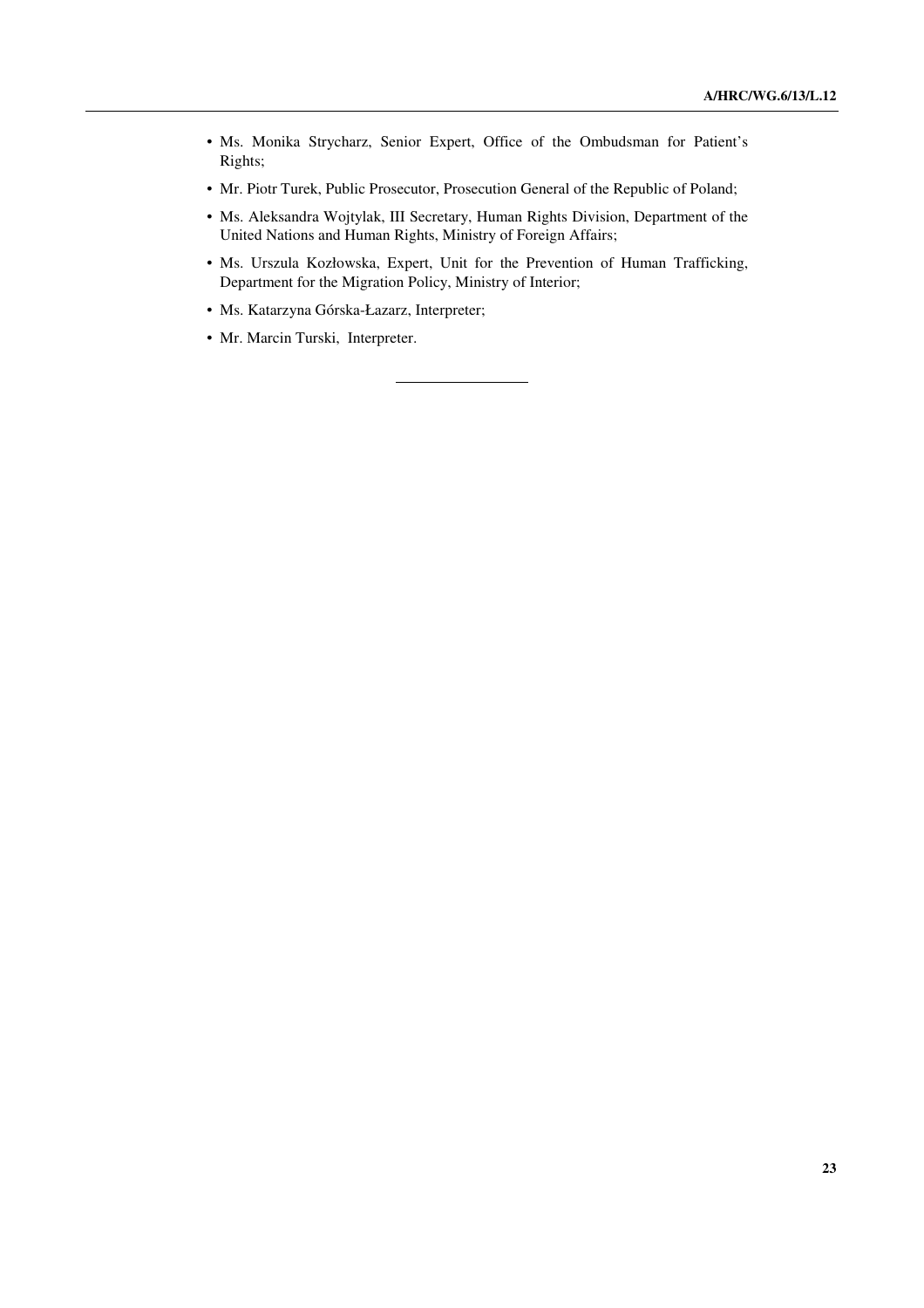- Ms. Monika Strycharz, Senior Expert, Office of the Ombudsman for Patient's Rights;
- Mr. Piotr Turek, Public Prosecutor, Prosecution General of the Republic of Poland;
- Ms. Aleksandra Wojtylak, III Secretary, Human Rights Division, Department of the United Nations and Human Rights, Ministry of Foreign Affairs;
- Ms. Urszula Kozłowska, Expert, Unit for the Prevention of Human Trafficking, Department for the Migration Policy, Ministry of Interior;
- Ms. Katarzyna Górska-Łazarz, Interpreter;
- Mr. Marcin Turski, Interpreter.